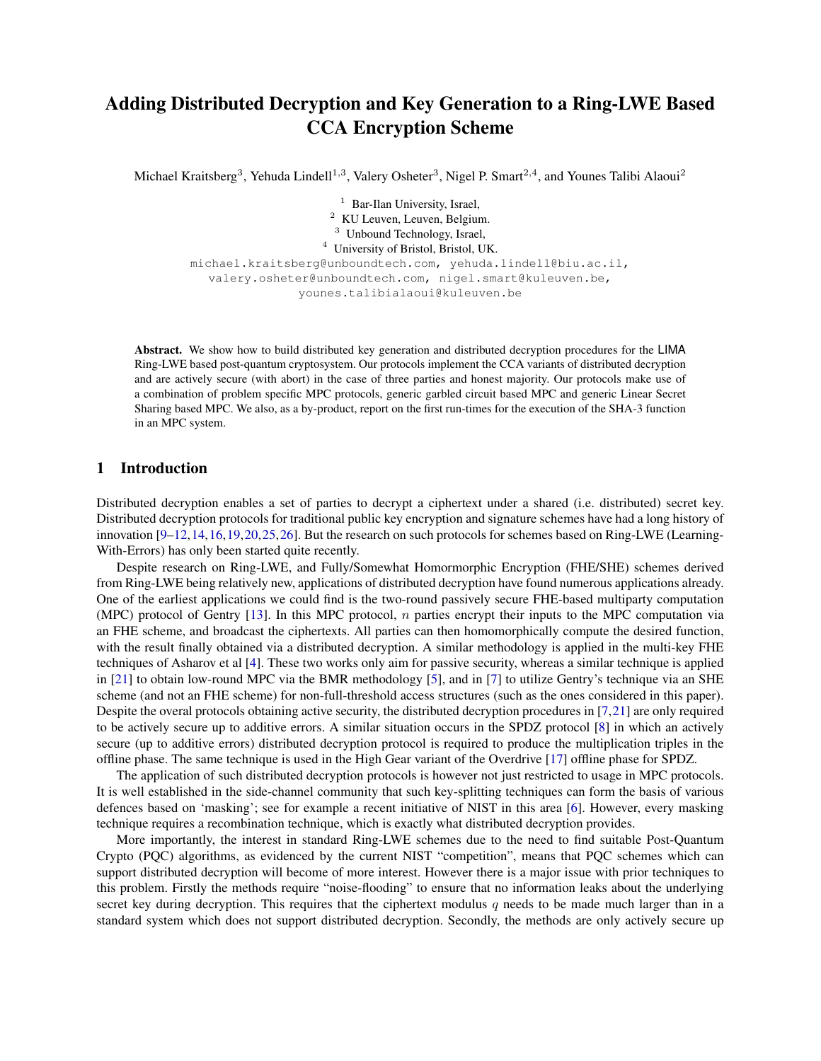# Adding Distributed Decryption and Key Generation to a Ring-LWE Based CCA Encryption Scheme

Michael Kraitsberg[3], Yehuda Lindell[1,3], Valery Osheter[3], Nigel P. Smart[2,4], and Younes Talibi Alaoui[2]

[1] Bar-Ilan University, Israel,
[2] KU Leuven, Leuven, Belgium.
[3] Unbound Technology, Israel,
[4] University of Bristol, Bristol, UK.

michael.kraitsberg@unboundtech.com, yehuda.lindell@biu.ac.il, valery.osheter@unboundtech.com, nigel.smart@kuleuven.be, younes.talibialaoui@kuleuven.be

**Abstract.** We show how to build distributed key generation and distributed decryption procedures for the LIMA Ring-LWE based post-quantum cryptosystem. Our protocols implement the CCA variants of distributed decryption and are actively secure (with abort) in the case of three parties and honest majority. Our protocols make use of a combination of problem specific MPC protocols, generic garbled circuit based MPC and generic Linear Secret Sharing based MPC. We also, as a by-product, report on the first run-times for the execution of the SHA-3 function in an MPC system.

## 1 Introduction

Distributed decryption enables a set of parties to decrypt a ciphertext under a shared (i.e. distributed) secret key. Distributed decryption protocols for traditional public key encryption and signature schemes have had a long history of innovation [9–12,14,16,19,20,25,26]. But the research on such protocols for schemes based on Ring-LWE (Learning-With-Errors) has only been started quite recently.

Despite research on Ring-LWE, and Fully/Somewhat Homormorphic Encryption (FHE/SHE) schemes derived from Ring-LWE being relatively new, applications of distributed decryption have found numerous applications already. One of the earliest applications we could find is the two-round passively secure FHE-based multiparty computation (MPC) protocol of Gentry [13]. In this MPC protocol, $n$ parties encrypt their inputs to the MPC computation via an FHE scheme, and broadcast the ciphertexts. All parties can then homomorphically compute the desired function, with the result finally obtained via a distributed decryption. A similar methodology is applied in the multi-key FHE techniques of Asharov et al [4]. These two works only aim for passive security, whereas a similar technique is applied in [21] to obtain low-round MPC via the BMR methodology [5], and in [7] to utilize Gentry's technique via an SHE scheme (and not an FHE scheme) for non-full-threshold access structures (such as the ones considered in this paper). Despite the overal protocols obtaining active security, the distributed decryption procedures in [7,21] are only required to be actively secure up to additive errors. A similar situation occurs in the SPDZ protocol [8] in which an actively secure (up to additive errors) distributed decryption protocol is required to produce the multiplication triples in the offline phase. The same technique is used in the High Gear variant of the Overdrive [17] offline phase for SPDZ.

The application of such distributed decryption protocols is however not just restricted to usage in MPC protocols. It is well established in the side-channel community that such key-splitting techniques can form the basis of various defences based on 'masking'; see for example a recent initiative of NIST in this area [6]. However, every masking technique requires a recombination technique, which is exactly what distributed decryption provides.

More importantly, the interest in standard Ring-LWE schemes due to the need to find suitable Post-Quantum Crypto (PQC) algorithms, as evidenced by the current NIST "competition", means that PQC schemes which can support distributed decryption will become of more interest. However there is a major issue with prior techniques to this problem. Firstly the methods require "noise-flooding" to ensure that no information leaks about the underlying secret key during decryption. This requires that the ciphertext modulus $q$ needs to be made much larger than in a standard system which does not support distributed decryption. Secondly, the methods are only actively secure up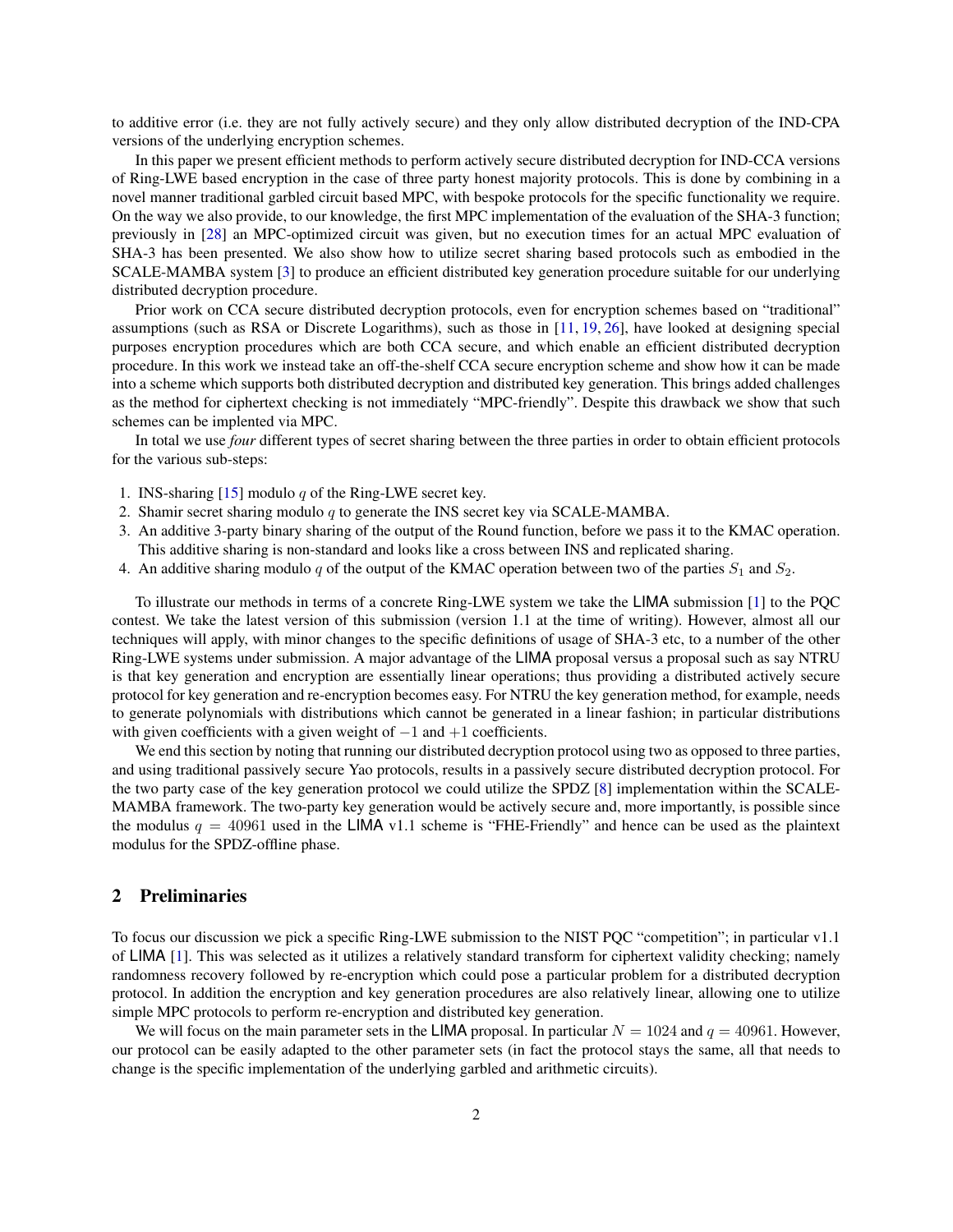to additive error (i.e. they are not fully actively secure) and they only allow distributed decryption of the IND-CPA versions of the underlying encryption schemes.

In this paper we present efficient methods to perform actively secure distributed decryption for IND-CCA versions of Ring-LWE based encryption in the case of three party honest majority protocols. This is done by combining in a novel manner traditional garbled circuit based MPC, with bespoke protocols for the specific functionality we require. On the way we also provide, to our knowledge, the first MPC implementation of the evaluation of the SHA-3 function; previously in [28] an MPC-optimized circuit was given, but no execution times for an actual MPC evaluation of SHA-3 has been presented. We also show how to utilize secret sharing based protocols such as embodied in the SCALE-MAMBA system [3] to produce an efficient distributed key generation procedure suitable for our underlying distributed decryption procedure.

Prior work on CCA secure distributed decryption protocols, even for encryption schemes based on "traditional" assumptions (such as RSA or Discrete Logarithms), such as those in [11, 19, 26], have looked at designing special purposes encryption procedures which are both CCA secure, and which enable an efficient distributed decryption procedure. In this work we instead take an off-the-shelf CCA secure encryption scheme and show how it can be made into a scheme which supports both distributed decryption and distributed key generation. This brings added challenges as the method for ciphertext checking is not immediately "MPC-friendly". Despite this drawback we show that such schemes can be implented via MPC.

In total we use *four* different types of secret sharing between the three parties in order to obtain efficient protocols for the various sub-steps:

1. INS-sharing [15] modulo $q$ of the Ring-LWE secret key.
2. Shamir secret sharing modulo $q$ to generate the INS secret key via SCALE-MAMBA.
3. An additive 3-party binary sharing of the output of the Round function, before we pass it to the KMAC operation. This additive sharing is non-standard and looks like a cross between INS and replicated sharing.
4. An additive sharing modulo $q$ of the output of the KMAC operation between two of the parties $S_1$ and $S_2$.

To illustrate our methods in terms of a concrete Ring-LWE system we take the LIMA submission [1] to the PQC contest. We take the latest version of this submission (version 1.1 at the time of writing). However, almost all our techniques will apply, with minor changes to the specific definitions of usage of SHA-3 etc, to a number of the other Ring-LWE systems under submission. A major advantage of the LIMA proposal versus a proposal such as say NTRU is that key generation and encryption are essentially linear operations; thus providing a distributed actively secure protocol for key generation and re-encryption becomes easy. For NTRU the key generation method, for example, needs to generate polynomials with distributions which cannot be generated in a linear fashion; in particular distributions with given coefficients with a given weight of $-1$ and $+1$ coefficients.

We end this section by noting that running our distributed decryption protocol using two as opposed to three parties, and using traditional passively secure Yao protocols, results in a passively secure distributed decryption protocol. For the two party case of the key generation protocol we could utilize the SPDZ [8] implementation within the SCALE-MAMBA framework. The two-party key generation would be actively secure and, more importantly, is possible since the modulus $q = 40961$ used in the LIMA v1.1 scheme is "FHE-Friendly" and hence can be used as the plaintext modulus for the SPDZ-offline phase.

## 2 Preliminaries

To focus our discussion we pick a specific Ring-LWE submission to the NIST PQC "competition"; in particular v1.1 of LIMA [1]. This was selected as it utilizes a relatively standard transform for ciphertext validity checking; namely randomness recovery followed by re-encryption which could pose a particular problem for a distributed decryption protocol. In addition the encryption and key generation procedures are also relatively linear, allowing one to utilize simple MPC protocols to perform re-encryption and distributed key generation.

We will focus on the main parameter sets in the LIMA proposal. In particular $N = 1024$ and $q = 40961$. However, our protocol can be easily adapted to the other parameter sets (in fact the protocol stays the same, all that needs to change is the specific implementation of the underlying garbled and arithmetic circuits).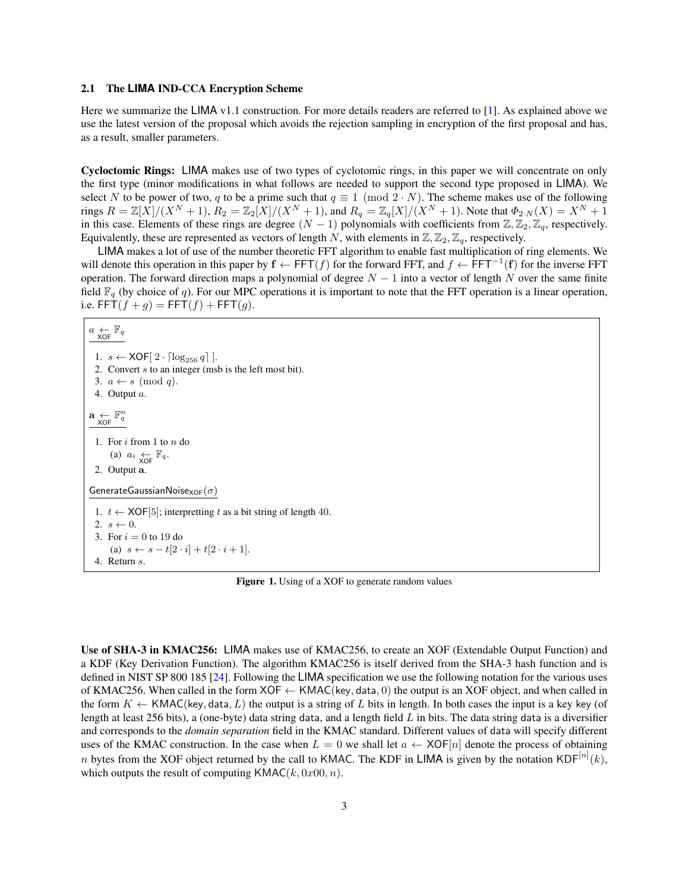### 2.1 The LIMA IND-CCA Encryption Scheme

Here we summarize the LIMA v1.1 construction. For more details readers are referred to [1]. As explained above we use the latest version of the proposal which avoids the rejection sampling in encryption of the first proposal and has, as a result, smaller parameters.

**Cycloctomic Rings:** LIMA makes use of two types of cyclotomic rings, in this paper we will concentrate on only the first type (minor modifications in what follows are needed to support the second type proposed in LIMA). We select $N$ to be power of two, $q$ to be a prime such that $q \equiv 1 \pmod{2 \cdot N}$. The scheme makes use of the following rings $R = \mathbb{Z}[X]/(X^N + 1)$, $R_2 = \mathbb{Z}_2[X]/(X^N + 1)$, and $R_q = \mathbb{Z}_q[X]/(X^N + 1)$. Note that $\Phi_{2 \cdot N}(X) = X^N + 1$ in this case. Elements of these rings are degree $(N - 1)$ polynomials with coefficients from $\mathbb{Z}, \mathbb{Z}_2, \mathbb{Z}_q$, respectively. Equivalently, these are represented as vectors of length $N$, with elements in $\mathbb{Z}, \mathbb{Z}_2, \mathbb{Z}_q$, respectively.

LIMA makes a lot of use of the number theoretic FFT algorithm to enable fast multiplication of ring elements. We will denote this operation in this paper by $\mathbf{f} \leftarrow \mathsf{FFT}(f)$ for the forward FFT, and $f \leftarrow \mathsf{FFT}^{-1}(\mathbf{f})$ for the inverse FFT operation. The forward direction maps a polynomial of degree $N - 1$ into a vector of length $N$ over the same finite field $\mathbb{F}_q$ (by choice of $q$). For our MPC operations it is important to note that the FFT operation is a linear operation, i.e. $\mathsf{FFT}(f + g) = \mathsf{FFT}(f) + \mathsf{FFT}(g)$.

$a \leftarrow_{\mathsf{XOF}} \mathbb{F}_q$

1. $s \leftarrow \mathsf{XOF}[\, 2 \cdot \lceil \log_{256} q \rceil \,]$.
2. Convert $s$ to an integer (msb is the left most bit).
3. $a \leftarrow s \pmod q$.
4. Output $a$.

$\mathbf{a} \leftarrow_{\mathsf{XOF}} \mathbb{F}_q^n$

1. For $i$ from 1 to $n$ do
   (a) $a_i \leftarrow_{\mathsf{XOF}} \mathbb{F}_q$.
2. Output $\mathbf{a}$.

$\mathsf{GenerateGaussianNoise}_{\mathsf{XOF}}(\sigma)$

1. $t \leftarrow \mathsf{XOF}[5]$; interpretting $t$ as a bit string of length 40.
2. $s \leftarrow 0$.
3. For $i = 0$ to 19 do
   (a) $s \leftarrow s - t[2 \cdot i] + t[2 \cdot i + 1]$.
4. Return $s$.

**Figure 1.** Using of a XOF to generate random values

**Use of SHA-3 in KMAC256:** LIMA makes use of KMAC256, to create an XOF (Extendable Output Function) and a KDF (Key Derivation Function). The algorithm KMAC256 is itself derived from the SHA-3 hash function and is defined in NIST SP 800 185 [24]. Following the LIMA specification we use the following notation for the various uses of KMAC256. When called in the form $\mathsf{XOF} \leftarrow \mathsf{KMAC}(\mathsf{key}, \mathsf{data}, 0)$ the output is an XOF object, and when called in the form $K \leftarrow \mathsf{KMAC}(\mathsf{key}, \mathsf{data}, L)$ the output is a string of $L$ bits in length. In both cases the input is a key key (of length at least 256 bits), a (one-byte) data string data, and a length field $L$ in bits. The data string data is a diversifier and corresponds to the *domain separation* field in the KMAC standard. Different values of data will specify different uses of the KMAC construction. In the case when $L = 0$ we shall let $a \leftarrow \mathsf{XOF}[n]$ denote the process of obtaining $n$ bytes from the XOF object returned by the call to KMAC. The KDF in LIMA is given by the notation $\mathsf{KDF}^{[n]}(k)$, which outputs the result of computing $\mathsf{KMAC}(k, 0x00, n)$.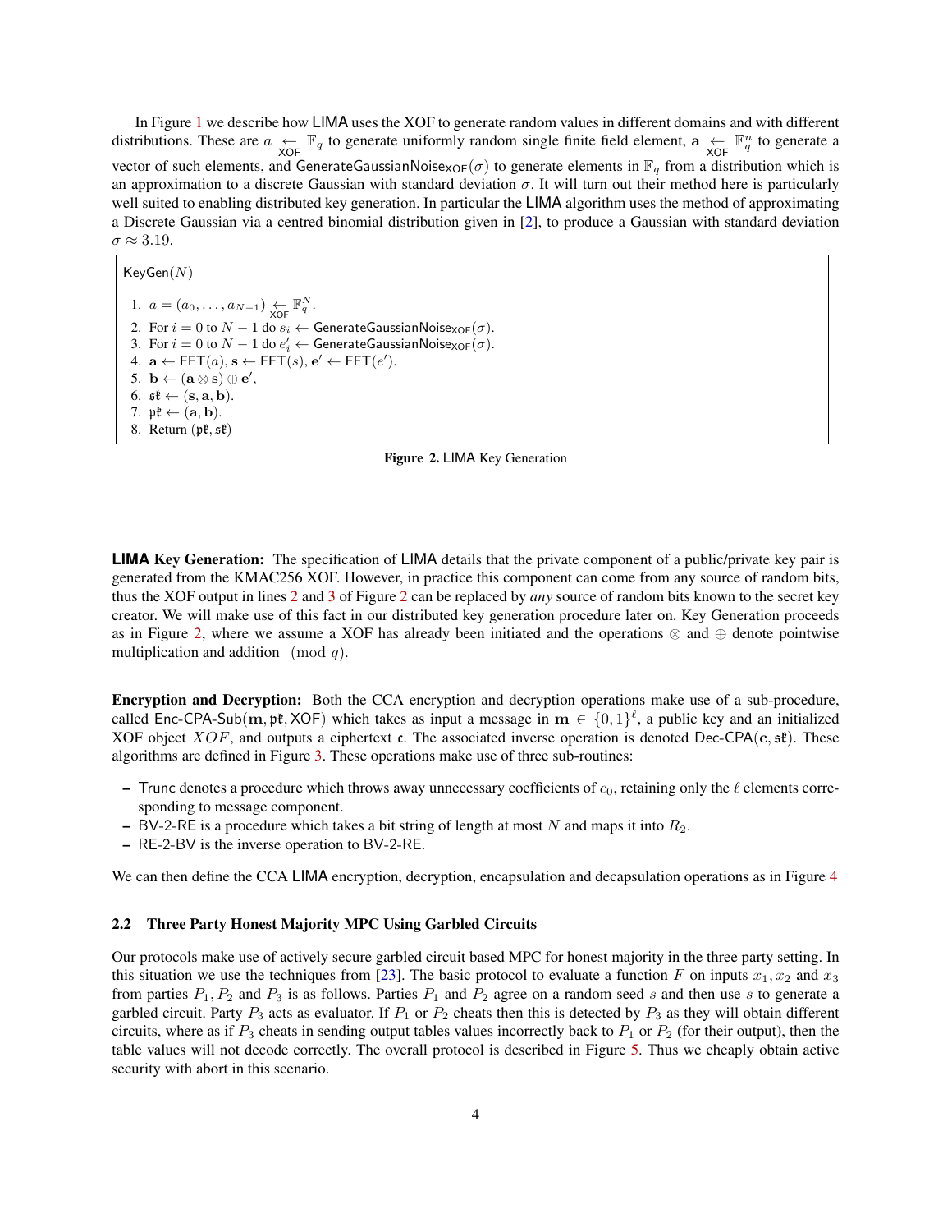In Figure 1 we describe how LIMA uses the XOF to generate random values in different domains and with different distributions. These are $a \underset{\mathsf{XOF}}{\leftarrow} \mathbb{F}_q$ to generate uniformly random single finite field element, $\mathbf{a} \underset{\mathsf{XOF}}{\leftarrow} \mathbb{F}_q^n$ to generate a vector of such elements, and $\mathsf{GenerateGaussianNoise}_{\mathsf{XOF}}(\sigma)$ to generate elements in $\mathbb{F}_q$ from a distribution which is an approximation to a discrete Gaussian with standard deviation $\sigma$. It will turn out their method here is particularly well suited to enabling distributed key generation. In particular the LIMA algorithm uses the method of approximating a Discrete Gaussian via a centred binomial distribution given in [2], to produce a Gaussian with standard deviation $\sigma \approx 3.19$.

$\mathsf{KeyGen}(N)$

1. $a = (a_0, \ldots, a_{N-1}) \underset{\mathsf{XOF}}{\leftarrow} \mathbb{F}_q^N$.
2. For $i = 0$ to $N-1$ do $s_i \leftarrow \mathsf{GenerateGaussianNoise}_{\mathsf{XOF}}(\sigma)$.
3. For $i = 0$ to $N-1$ do $e'_i \leftarrow \mathsf{GenerateGaussianNoise}_{\mathsf{XOF}}(\sigma)$.
4. $\mathbf{a} \leftarrow \mathsf{FFT}(a)$, $\mathbf{s} \leftarrow \mathsf{FFT}(s)$, $\mathbf{e}' \leftarrow \mathsf{FFT}(e')$.
5. $\mathbf{b} \leftarrow (\mathbf{a} \otimes \mathbf{s}) \oplus \mathbf{e}'$,
6. $\mathfrak{sk} \leftarrow (\mathbf{s}, \mathbf{a}, \mathbf{b})$.
7. $\mathfrak{pk} \leftarrow (\mathbf{a}, \mathbf{b})$.
8. Return $(\mathfrak{pk}, \mathfrak{sk})$

**Figure 2.** LIMA Key Generation

**LIMA Key Generation:** The specification of LIMA details that the private component of a public/private key pair is generated from the KMAC256 XOF. However, in practice this component can come from any source of random bits, thus the XOF output in lines 2 and 3 of Figure 2 can be replaced by *any* source of random bits known to the secret key creator. We will make use of this fact in our distributed key generation procedure later on. Key Generation proceeds as in Figure 2, where we assume a XOF has already been initiated and the operations $\otimes$ and $\oplus$ denote pointwise multiplication and addition $\pmod q$.

**Encryption and Decryption:** Both the CCA encryption and decryption operations make use of a sub-procedure, called $\mathsf{Enc\text{-}CPA\text{-}Sub}(\mathbf{m}, \mathfrak{pk}, \mathsf{XOF})$ which takes as input a message in $\mathbf{m} \in \{0,1\}^\ell$, a public key and an initialized XOF object $XOF$, and outputs a ciphertext $\mathfrak{c}$. The associated inverse operation is denoted $\mathsf{Dec\text{-}CPA}(\mathfrak{c}, \mathfrak{sk})$. These algorithms are defined in Figure 3. These operations make use of three sub-routines:

– Trunc denotes a procedure which throws away unnecessary coefficients of $c_0$, retaining only the $\ell$ elements corresponding to message component.
– BV-2-RE is a procedure which takes a bit string of length at most $N$ and maps it into $R_2$.
– RE-2-BV is the inverse operation to BV-2-RE.

We can then define the CCA LIMA encryption, decryption, encapsulation and decapsulation operations as in Figure 4

### 2.2 Three Party Honest Majority MPC Using Garbled Circuits

Our protocols make use of actively secure garbled circuit based MPC for honest majority in the three party setting. In this situation we use the techniques from [23]. The basic protocol to evaluate a function $F$ on inputs $x_1, x_2$ and $x_3$ from parties $P_1, P_2$ and $P_3$ is as follows. Parties $P_1$ and $P_2$ agree on a random seed $s$ and then use $s$ to generate a garbled circuit. Party $P_3$ acts as evaluator. If $P_1$ or $P_2$ cheats then this is detected by $P_3$ as they will obtain different circuits, where as if $P_3$ cheats in sending output tables values incorrectly back to $P_1$ or $P_2$ (for their output), then the table values will not decode correctly. The overall protocol is described in Figure 5. Thus we cheaply obtain active security with abort in this scenario.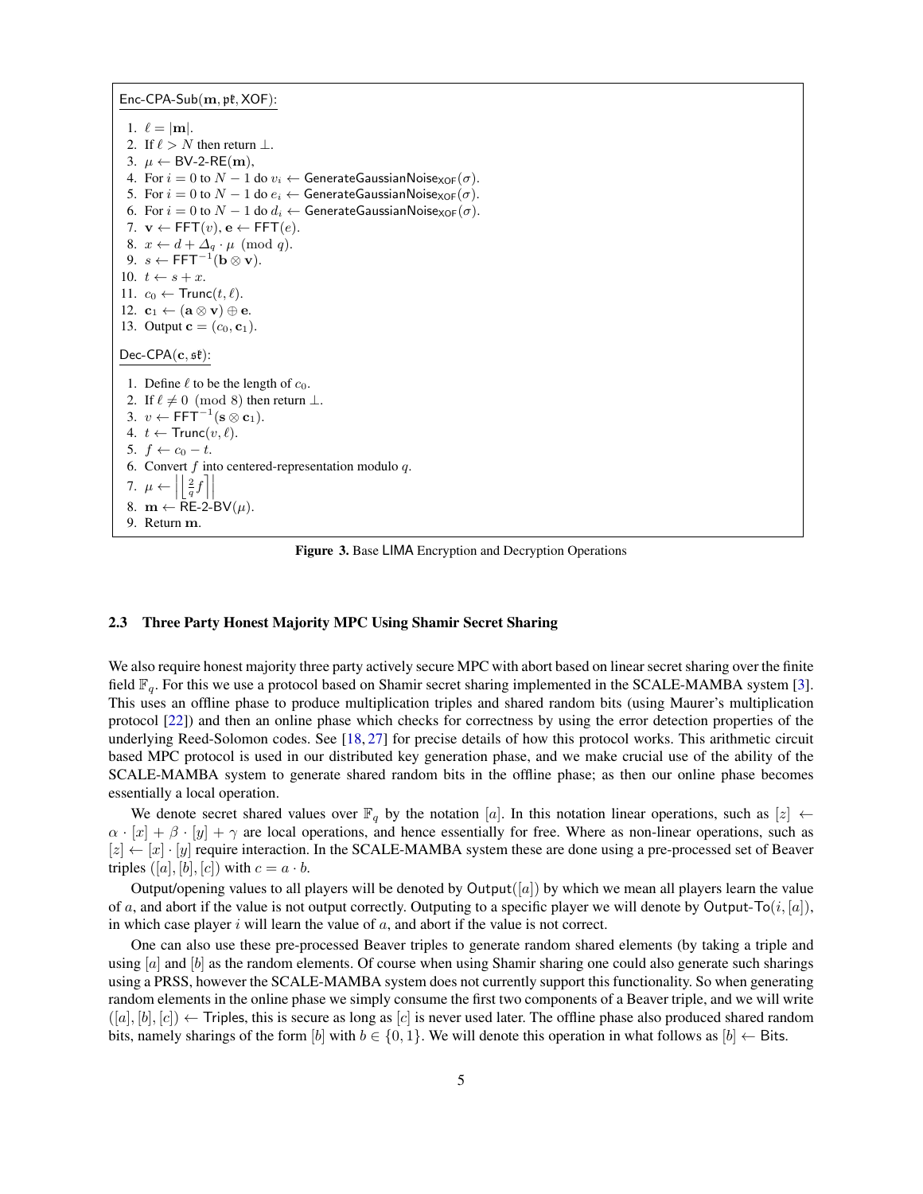Enc-CPA-Sub($\mathbf{m}, \mathfrak{pk}, \mathsf{XOF}$):

1. $\ell = |\mathbf{m}|$.
2. If $\ell > N$ then return $\perp$.
3. $\mu \leftarrow \mathsf{BV\text{-}2\text{-}RE}(\mathbf{m})$,
4. For $i = 0$ to $N-1$ do $v_i \leftarrow \mathsf{GenerateGaussianNoise}_{\mathsf{XOF}}(\sigma)$.
5. For $i = 0$ to $N-1$ do $e_i \leftarrow \mathsf{GenerateGaussianNoise}_{\mathsf{XOF}}(\sigma)$.
6. For $i = 0$ to $N-1$ do $d_i \leftarrow \mathsf{GenerateGaussianNoise}_{\mathsf{XOF}}(\sigma)$.
7. $\mathbf{v} \leftarrow \mathsf{FFT}(v)$, $\mathbf{e} \leftarrow \mathsf{FFT}(e)$.
8. $x \leftarrow d + \Delta_q \cdot \mu \pmod{q}$.
9. $s \leftarrow \mathsf{FFT}^{-1}(\mathbf{b} \otimes \mathbf{v})$.
10. $t \leftarrow s + x$.
11. $c_0 \leftarrow \mathsf{Trunc}(t, \ell)$.
12. $\mathbf{c}_1 \leftarrow (\mathbf{a} \otimes \mathbf{v}) \oplus \mathbf{e}$.
13. Output $\mathbf{c} = (c_0, \mathbf{c}_1)$.

Dec-CPA($\mathbf{c}, \mathfrak{sk}$):

1. Define $\ell$ to be the length of $c_0$.
2. If $\ell \neq 0 \pmod 8$ then return $\perp$.
3. $v \leftarrow \mathsf{FFT}^{-1}(\mathbf{s} \otimes \mathbf{c}_1)$.
4. $t \leftarrow \mathsf{Trunc}(v, \ell)$.
5. $f \leftarrow c_0 - t$.
6. Convert $f$ into centered-representation modulo $q$.
7. $\mu \leftarrow \left| \left\lfloor \frac{2}{q} f \right\rceil \right|$
8. $\mathbf{m} \leftarrow \mathsf{RE\text{-}2\text{-}BV}(\mu)$.
9. Return $\mathbf{m}$.

**Figure 3.** Base LIMA Encryption and Decryption Operations

### 2.3 Three Party Honest Majority MPC Using Shamir Secret Sharing

We also require honest majority three party actively secure MPC with abort based on linear secret sharing over the finite field $\mathbb{F}_q$. For this we use a protocol based on Shamir secret sharing implemented in the SCALE-MAMBA system [3]. This uses an offline phase to produce multiplication triples and shared random bits (using Maurer's multiplication protocol [22]) and then an online phase which checks for correctness by using the error detection properties of the underlying Reed-Solomon codes. See [18, 27] for precise details of how this protocol works. This arithmetic circuit based MPC protocol is used in our distributed key generation phase, and we make crucial use of the ability of the SCALE-MAMBA system to generate shared random bits in the offline phase; as then our online phase becomes essentially a local operation.

We denote secret shared values over $\mathbb{F}_q$ by the notation $[a]$. In this notation linear operations, such as $[z] \leftarrow \alpha \cdot [x] + \beta \cdot [y] + \gamma$ are local operations, and hence essentially for free. Where as non-linear operations, such as $[z] \leftarrow [x] \cdot [y]$ require interaction. In the SCALE-MAMBA system these are done using a pre-processed set of Beaver triples $([a], [b], [c])$ with $c = a \cdot b$.

Output/opening values to all players will be denoted by $\mathsf{Output}([a])$ by which we mean all players learn the value of $a$, and abort if the value is not output correctly. Outputing to a specific player we will denote by $\mathsf{Output\text{-}To}(i, [a])$, in which case player $i$ will learn the value of $a$, and abort if the value is not correct.

One can also use these pre-processed Beaver triples to generate random shared elements (by taking a triple and using $[a]$ and $[b]$ as the random elements. Of course when using Shamir sharing one could also generate such sharings using a PRSS, however the SCALE-MAMBA system does not currently support this functionality. So when generating random elements in the online phase we simply consume the first two components of a Beaver triple, and we will write $([a], [b], [c]) \leftarrow \mathsf{Triples}$, this is secure as long as $[c]$ is never used later. The offline phase also produced shared random bits, namely sharings of the form $[b]$ with $b \in \{0, 1\}$. We will denote this operation in what follows as $[b] \leftarrow \mathsf{Bits}$.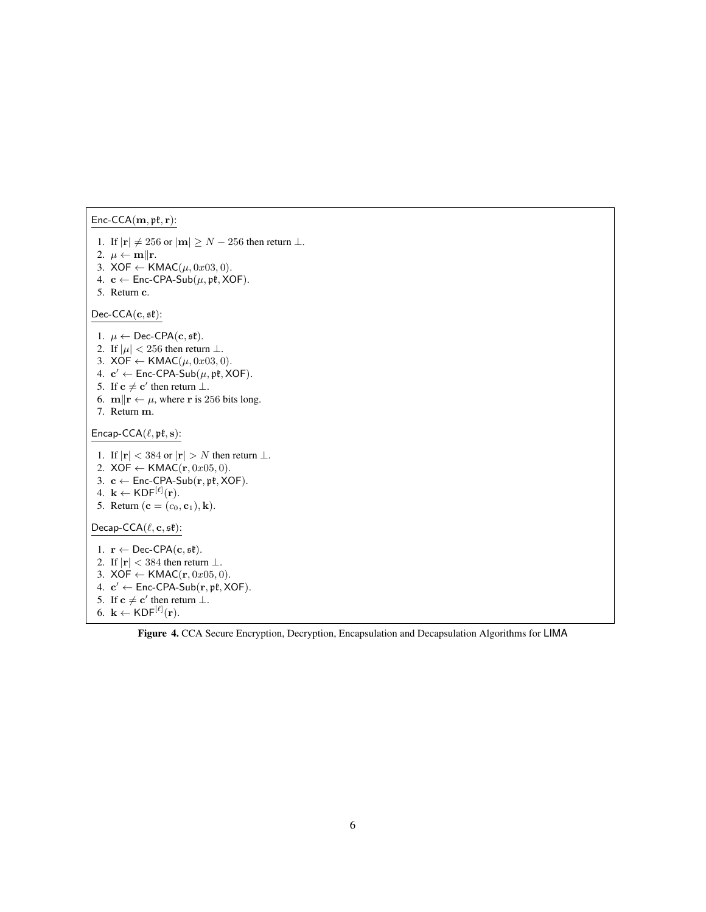$\underline{\mathsf{Enc\text{-}CCA}(\mathbf{m}, \mathfrak{pk}, \mathbf{r})}$:

1. If $|\mathbf{r}| \neq 256$ or $|\mathbf{m}| \geq N - 256$ then return $\perp$.
2. $\mu \leftarrow \mathbf{m} \| \mathbf{r}$.
3. $\mathsf{XOF} \leftarrow \mathsf{KMAC}(\mu, 0x03, 0)$.
4. $\mathbf{c} \leftarrow \mathsf{Enc\text{-}CPA\text{-}Sub}(\mu, \mathfrak{pk}, \mathsf{XOF})$.
5. Return $\mathbf{c}$.

$\underline{\mathsf{Dec\text{-}CCA}(\mathbf{c}, \mathfrak{sk})}$:

1. $\mu \leftarrow \mathsf{Dec\text{-}CPA}(\mathbf{c}, \mathfrak{sk})$.
2. If $|\mu| < 256$ then return $\perp$.
3. $\mathsf{XOF} \leftarrow \mathsf{KMAC}(\mu, 0x03, 0)$.
4. $\mathbf{c}' \leftarrow \mathsf{Enc\text{-}CPA\text{-}Sub}(\mu, \mathfrak{pk}, \mathsf{XOF})$.
5. If $\mathbf{c} \neq \mathbf{c}'$ then return $\perp$.
6. $\mathbf{m} \| \mathbf{r} \leftarrow \mu$, where $\mathbf{r}$ is 256 bits long.
7. Return $\mathbf{m}$.

$\underline{\mathsf{Encap\text{-}CCA}(\ell, \mathfrak{pk}, \mathbf{s})}$:

1. If $|\mathbf{r}| < 384$ or $|\mathbf{r}| > N$ then return $\perp$.
2. $\mathsf{XOF} \leftarrow \mathsf{KMAC}(\mathbf{r}, 0x05, 0)$.
3. $\mathbf{c} \leftarrow \mathsf{Enc\text{-}CPA\text{-}Sub}(\mathbf{r}, \mathfrak{pk}, \mathsf{XOF})$.
4. $\mathbf{k} \leftarrow \mathsf{KDF}^{[\ell]}(\mathbf{r})$.
5. Return $(\mathbf{c} = (c_0, \mathbf{c}_1), \mathbf{k})$.

$\underline{\mathsf{Decap\text{-}CCA}(\ell, \mathbf{c}, \mathfrak{sk})}$:

1. $\mathbf{r} \leftarrow \mathsf{Dec\text{-}CPA}(\mathbf{c}, \mathfrak{sk})$.
2. If $|\mathbf{r}| < 384$ then return $\perp$.
3. $\mathsf{XOF} \leftarrow \mathsf{KMAC}(\mathbf{r}, 0x05, 0)$.
4. $\mathbf{c}' \leftarrow \mathsf{Enc\text{-}CPA\text{-}Sub}(\mathbf{r}, \mathfrak{pk}, \mathsf{XOF})$.
5. If $\mathbf{c} \neq \mathbf{c}'$ then return $\perp$.
6. $\mathbf{k} \leftarrow \mathsf{KDF}^{[\ell]}(\mathbf{r})$.

**Figure 4.** CCA Secure Encryption, Decryption, Encapsulation and Decapsulation Algorithms for LIMA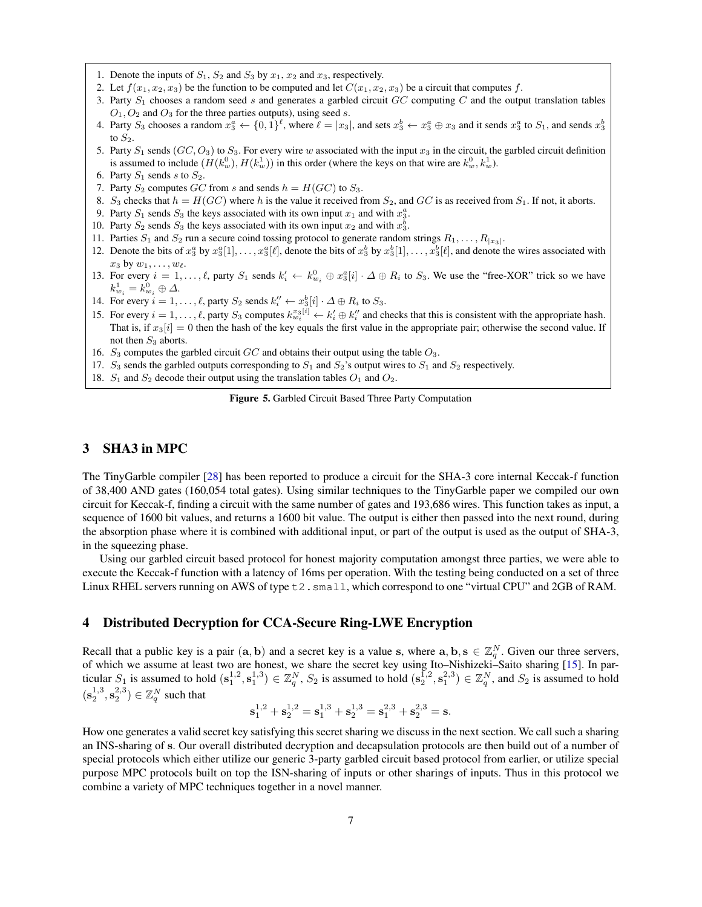1. Denote the inputs of $S_1$, $S_2$ and $S_3$ by $x_1$, $x_2$ and $x_3$, respectively.
2. Let $f(x_1, x_2, x_3)$ be the function to be computed and let $C(x_1, x_2, x_3)$ be a circuit that computes $f$.
3. Party $S_1$ chooses a random seed $s$ and generates a garbled circuit $GC$ computing $C$ and the output translation tables $O_1, O_2$ and $O_3$ for the three parties outputs), using seed $s$.
4. Party $S_3$ chooses a random $x_3^a \leftarrow \{0,1\}^\ell$, where $\ell = |x_3|$, and sets $x_3^b \leftarrow x_3^a \oplus x_3$ and it sends $x_3^a$ to $S_1$, and sends $x_3^b$ to $S_2$.
5. Party $S_1$ sends $(GC, O_3)$ to $S_3$. For every wire $w$ associated with the input $x_3$ in the circuit, the garbled circuit definition is assumed to include $(H(k_w^0), H(k_w^1))$ in this order (where the keys on that wire are $k_w^0, k_w^1$).
6. Party $S_1$ sends $s$ to $S_2$.
7. Party $S_2$ computes $GC$ from $s$ and sends $h = H(GC)$ to $S_3$.
8. $S_3$ checks that $h = H(GC)$ where $h$ is the value it received from $S_2$, and $GC$ is as received from $S_1$. If not, it aborts.
9. Party $S_1$ sends $S_3$ the keys associated with its own input $x_1$ and with $x_3^a$.
10. Party $S_2$ sends $S_3$ the keys associated with its own input $x_2$ and with $x_3^b$.
11. Parties $S_1$ and $S_2$ run a secure coind tossing protocol to generate random strings $R_1, \ldots, R_{|x_3|}$.
12. Denote the bits of $x_3^a$ by $x_3^a[1], \ldots, x_3^a[\ell]$, denote the bits of $x_3^b$ by $x_3^b[1], \ldots, x_3^b[\ell]$, and denote the wires associated with $x_3$ by $w_1, \ldots, w_\ell$.
13. For every $i = 1, \ldots, \ell$, party $S_1$ sends $k_i' \leftarrow k_{w_i}^0 \oplus x_3^a[i] \cdot \Delta \oplus R_i$ to $S_3$. We use the "free-XOR" trick so we have $k_{w_i}^1 = k_{w_i}^0 \oplus \Delta$.
14. For every $i = 1, \ldots, \ell$, party $S_2$ sends $k_i'' \leftarrow x_3^b[i] \cdot \Delta \oplus R_i$ to $S_3$.
15. For every $i = 1, \ldots, \ell$, party $S_3$ computes $k_{w_i}^{x_3[i]} \leftarrow k_i' \oplus k_i''$ and checks that this is consistent with the appropriate hash. That is, if $x_3[i] = 0$ then the hash of the key equals the first value in the appropriate pair; otherwise the second value. If not then $S_3$ aborts.
16. $S_3$ computes the garbled circuit $GC$ and obtains their output using the table $O_3$.
17. $S_3$ sends the garbled outputs corresponding to $S_1$ and $S_2$'s output wires to $S_1$ and $S_2$ respectively.
18. $S_1$ and $S_2$ decode their output using the translation tables $O_1$ and $O_2$.

**Figure 5.** Garbled Circuit Based Three Party Computation

## 3 SHA3 in MPC

The TinyGarble compiler [28] has been reported to produce a circuit for the SHA-3 core internal Keccak-f function of 38,400 AND gates (160,054 total gates). Using similar techniques to the TinyGarble paper we compiled our own circuit for Keccak-f, finding a circuit with the same number of gates and 193,686 wires. This function takes as input, a sequence of 1600 bit values, and returns a 1600 bit value. The output is either then passed into the next round, during the absorption phase where it is combined with additional input, or part of the output is used as the output of SHA-3, in the squeezing phase.

Using our garbled circuit based protocol for honest majority computation amongst three parties, we were able to execute the Keccak-f function with a latency of 16ms per operation. With the testing being conducted on a set of three Linux RHEL servers running on AWS of type `t2.small`, which correspond to one "virtual CPU" and 2GB of RAM.

## 4 Distributed Decryption for CCA-Secure Ring-LWE Encryption

Recall that a public key is a pair $(\mathbf{a}, \mathbf{b})$ and a secret key is a value $\mathbf{s}$, where $\mathbf{a}, \mathbf{b}, \mathbf{s} \in \mathbb{Z}_q^N$. Given our three servers, of which we assume at least two are honest, we share the secret key using Ito–Nishizeki–Saito sharing [15]. In particular $S_1$ is assumed to hold $(\mathbf{s}_1^{1,2}, \mathbf{s}_1^{1,3}) \in \mathbb{Z}_q^N$, $S_2$ is assumed to hold $(\mathbf{s}_2^{1,2}, \mathbf{s}_1^{2,3}) \in \mathbb{Z}_q^N$, and $S_2$ is assumed to hold $(\mathbf{s}_2^{1,3}, \mathbf{s}_2^{2,3}) \in \mathbb{Z}_q^N$ such that

$$\mathbf{s}_1^{1,2} + \mathbf{s}_2^{1,2} = \mathbf{s}_1^{1,3} + \mathbf{s}_2^{1,3} = \mathbf{s}_1^{2,3} + \mathbf{s}_2^{2,3} = \mathbf{s}.$$

How one generates a valid secret key satisfying this secret sharing we discuss in the next section. We call such a sharing an INS-sharing of $\mathbf{s}$. Our overall distributed decryption and decapsulation protocols are then build out of a number of special protocols which either utilize our generic 3-party garbled circuit based protocol from earlier, or utilize special purpose MPC protocols built on top the ISN-sharing of inputs or other sharings of inputs. Thus in this protocol we combine a variety of MPC techniques together in a novel manner.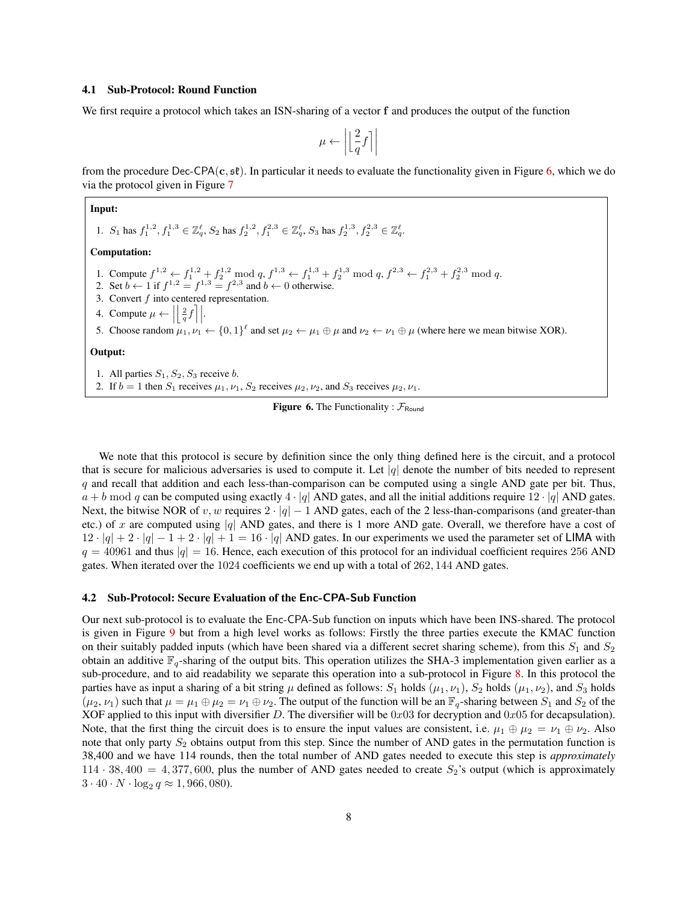### 4.1 Sub-Protocol: Round Function

We first require a protocol which takes an ISN-sharing of a vector $\mathbf{f}$ and produces the output of the function

$$\mu \leftarrow \left| \left\lfloor \frac{2}{q} f \right\rceil \right|$$

from the procedure $\mathsf{Dec\text{-}CPA}(\mathbf{c}, \mathfrak{sk})$. In particular it needs to evaluate the functionality given in Figure 6, which we do via the protocol given in Figure 7

**Input:**

1. $S_1$ has $f_1^{1,2}, f_1^{1,3} \in \mathbb{Z}_q^\ell$, $S_2$ has $f_2^{1,2}, f_1^{2,3} \in \mathbb{Z}_q^\ell$, $S_3$ has $f_2^{1,3}, f_2^{2,3} \in \mathbb{Z}_q^\ell$.

**Computation:**

1. Compute $f^{1,2} \leftarrow f_1^{1,2} + f_2^{1,2} \bmod q$, $f^{1,3} \leftarrow f_1^{1,3} + f_2^{1,3} \bmod q$, $f^{2,3} \leftarrow f_1^{2,3} + f_2^{2,3} \bmod q$.
2. Set $b \leftarrow 1$ if $f^{1,2} = f^{1,3} = f^{2,3}$ and $b \leftarrow 0$ otherwise.
3. Convert $f$ into centered representation.
4. Compute $\mu \leftarrow \left| \left\lfloor \frac{2}{q} f \right\rceil \right|$.
5. Choose random $\mu_1, \nu_1 \leftarrow \{0,1\}^\ell$ and set $\mu_2 \leftarrow \mu_1 \oplus \mu$ and $\nu_2 \leftarrow \nu_1 \oplus \mu$ (where here we mean bitwise XOR).

**Output:**

1. All parties $S_1, S_2, S_3$ receive $b$.
2. If $b = 1$ then $S_1$ receives $\mu_1, \nu_1$, $S_2$ receives $\mu_2, \nu_2$, and $S_3$ receives $\mu_2, \nu_1$.

**Figure 6.** The Functionality : $\mathcal{F}_{\mathsf{Round}}$

We note that this protocol is secure by definition since the only thing defined here is the circuit, and a protocol that is secure for malicious adversaries is used to compute it. Let $|q|$ denote the number of bits needed to represent $q$ and recall that addition and each less-than-comparison can be computed using a single AND gate per bit. Thus, $a + b \bmod q$ can be computed using exactly $4 \cdot |q|$ AND gates, and all the initial additions require $12 \cdot |q|$ AND gates. Next, the bitwise NOR of $v, w$ requires $2 \cdot |q| - 1$ AND gates, each of the 2 less-than-comparisons (and greater-than etc.) of $x$ are computed using $|q|$ AND gates, and there is 1 more AND gate. Overall, we therefore have a cost of $12 \cdot |q| + 2 \cdot |q| - 1 + 2 \cdot |q| + 1 = 16 \cdot |q|$ AND gates. In our experiments we used the parameter set of $\mathsf{LIMA}$ with $q = 40961$ and thus $|q| = 16$. Hence, each execution of this protocol for an individual coefficient requires 256 AND gates. When iterated over the 1024 coefficients we end up with a total of 262,144 AND gates.

### 4.2 Sub-Protocol: Secure Evaluation of the Enc-CPA-Sub Function

Our next sub-protocol is to evaluate the $\mathsf{Enc\text{-}CPA\text{-}Sub}$ function on inputs which have been INS-shared. The protocol is given in Figure 9 but from a high level works as follows: Firstly the three parties execute the KMAC function on their suitably padded inputs (which have been shared via a different secret sharing scheme), from this $S_1$ and $S_2$ obtain an additive $\mathbb{F}_q$-sharing of the output bits. This operation utilizes the SHA-3 implementation given earlier as a sub-procedure, and to aid readability we separate this operation into a sub-protocol in Figure 8. In this protocol the parties have as input a sharing of a bit string $\mu$ defined as follows: $S_1$ holds $(\mu_1, \nu_1)$, $S_2$ holds $(\mu_1, \nu_2)$, and $S_3$ holds $(\mu_2, \nu_1)$ such that $\mu = \mu_1 \oplus \mu_2 = \nu_1 \oplus \nu_2$. The output of the function will be an $\mathbb{F}_q$-sharing between $S_1$ and $S_2$ of the XOF applied to this input with diversifier $D$. The diversifier will be $0x03$ for decryption and $0x05$ for decapsulation). Note, that the first thing the circuit does is to ensure the input values are consistent, i.e. $\mu_1 \oplus \mu_2 = \nu_1 \oplus \nu_2$. Also note that only party $S_2$ obtains output from this step. Since the number of AND gates in the permutation function is 38,400 and we have 114 rounds, then the total number of AND gates needed to execute this step is *approximately* $114 \cdot 38,400 = 4,377,600$, plus the number of AND gates needed to create $S_2$'s output (which is approximately $3 \cdot 40 \cdot N \cdot \log_2 q \approx 1,966,080$).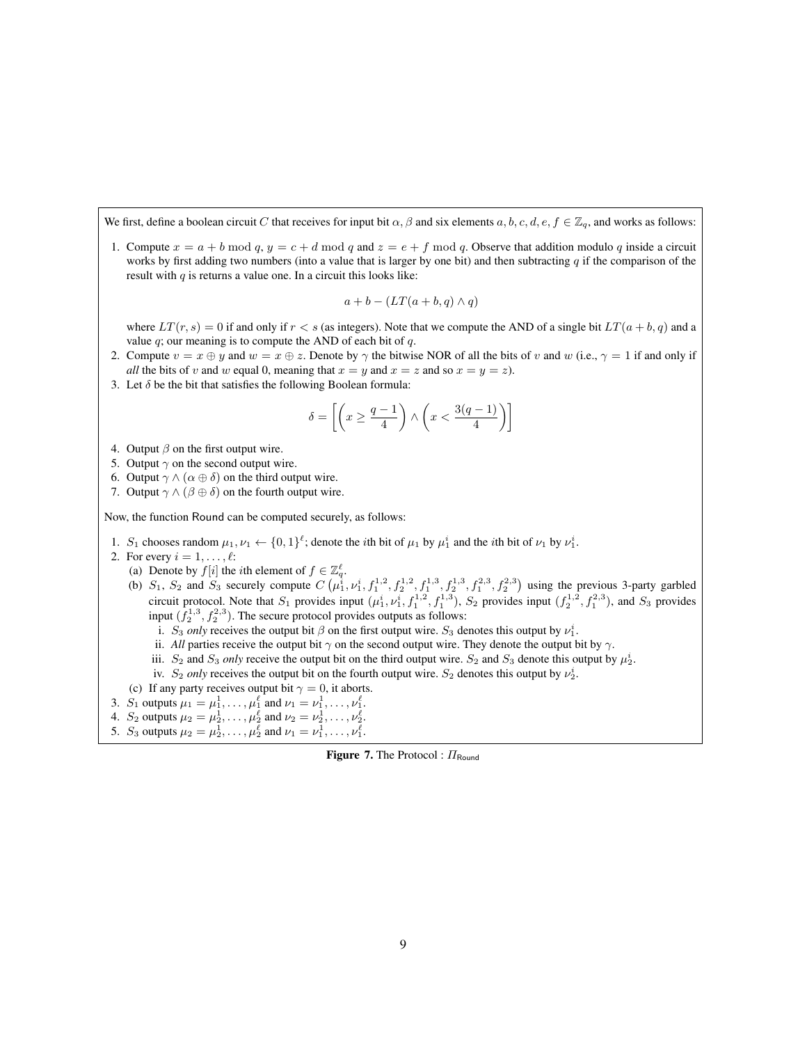We first, define a boolean circuit $C$ that receives for input bit $\alpha, \beta$ and six elements $a, b, c, d, e, f \in \mathbb{Z}_q$, and works as follows:

1. Compute $x = a + b \bmod q$, $y = c + d \bmod q$ and $z = e + f \bmod q$. Observe that addition modulo $q$ inside a circuit works by first adding two numbers (into a value that is larger by one bit) and then subtracting $q$ if the comparison of the result with $q$ is returns a value one. In a circuit this looks like:

$$a + b - (LT(a + b, q) \wedge q)$$

   where $LT(r, s) = 0$ if and only if $r < s$ (as integers). Note that we compute the AND of a single bit $LT(a + b, q)$ and a value $q$; our meaning is to compute the AND of each bit of $q$.
2. Compute $v = x \oplus y$ and $w = x \oplus z$. Denote by $\gamma$ the bitwise NOR of all the bits of $v$ and $w$ (i.e., $\gamma = 1$ if and only if *all* the bits of $v$ and $w$ equal 0, meaning that $x = y$ and $x = z$ and so $x = y = z$).
3. Let $\delta$ be the bit that satisfies the following Boolean formula:

$$\delta = \left[ \left( x \geq \frac{q-1}{4} \right) \wedge \left( x < \frac{3(q-1)}{4} \right) \right]$$

4. Output $\beta$ on the first output wire.
5. Output $\gamma$ on the second output wire.
6. Output $\gamma \wedge (\alpha \oplus \delta)$ on the third output wire.
7. Output $\gamma \wedge (\beta \oplus \delta)$ on the fourth output wire.

Now, the function Round can be computed securely, as follows:

1. $S_1$ chooses random $\mu_1, \nu_1 \leftarrow \{0,1\}^\ell$; denote the $i$th bit of $\mu_1$ by $\mu_1^i$ and the $i$th bit of $\nu_1$ by $\nu_1^i$.
2. For every $i = 1, \ldots, \ell$:
   (a) Denote by $f[i]$ the $i$th element of $f \in \mathbb{Z}_q^\ell$.
   (b) $S_1$, $S_2$ and $S_3$ securely compute $C\left(\mu_1^i, \nu_1^i, f_1^{1,2}, f_2^{1,2}, f_1^{1,3}, f_2^{1,3}, f_1^{2,3}, f_2^{2,3}\right)$ using the previous 3-party garbled circuit protocol. Note that $S_1$ provides input $(\mu_1^i, \nu_1^i, f_1^{1,2}, f_1^{1,3})$, $S_2$ provides input $(f_2^{1,2}, f_1^{2,3})$, and $S_3$ provides input $(f_2^{1,3}, f_2^{2,3})$. The secure protocol provides outputs as follows:
      i. $S_3$ *only* receives the output bit $\beta$ on the first output wire. $S_3$ denotes this output by $\nu_1^i$.
      ii. *All* parties receive the output bit $\gamma$ on the second output wire. They denote the output bit by $\gamma$.
      iii. $S_2$ and $S_3$ *only* receive the output bit on the third output wire. $S_2$ and $S_3$ denote this output by $\mu_2^i$.
      iv. $S_2$ *only* receives the output bit on the fourth output wire. $S_2$ denotes this output by $\nu_2^i$.
   (c) If any party receives output bit $\gamma = 0$, it aborts.
3. $S_1$ outputs $\mu_1 = \mu_1^1, \ldots, \mu_1^\ell$ and $\nu_1 = \nu_1^1, \ldots, \nu_1^\ell$.
4. $S_2$ outputs $\mu_2 = \mu_2^1, \ldots, \mu_2^\ell$ and $\nu_2 = \nu_2^1, \ldots, \nu_2^\ell$.
5. $S_3$ outputs $\mu_2 = \mu_2^1, \ldots, \mu_2^\ell$ and $\nu_1 = \nu_1^1, \ldots, \nu_1^\ell$.

**Figure 7.** The Protocol : $\Pi_{\mathsf{Round}}$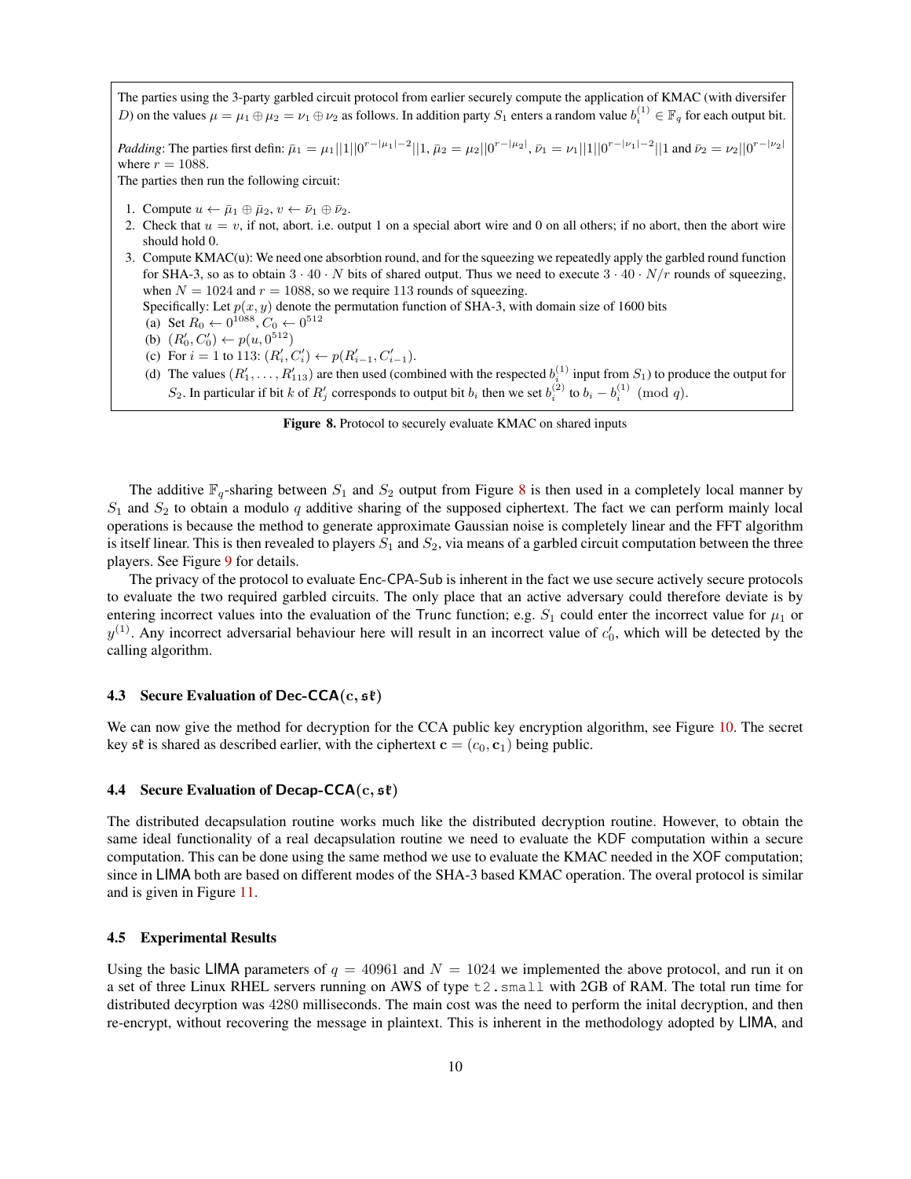The parties using the 3-party garbled circuit protocol from earlier securely compute the application of KMAC (with diversifer $D$) on the values $\mu = \mu_1 \oplus \mu_2 = \nu_1 \oplus \nu_2$ as follows. In addition party $S_1$ enters a random value $b_i^{(1)} \in \mathbb{F}_q$ for each output bit.

*Padding*: The parties first defin: $\bar{\mu}_1 = \mu_1||1||0^{r-|\mu_1|-2}||1$, $\bar{\mu}_2 = \mu_2||0^{r-|\mu_2|}$, $\bar{\nu}_1 = \nu_1||1||0^{r-|\nu_1|-2}||1$ and $\bar{\nu}_2 = \nu_2||0^{r-|\nu_2|}$ where $r = 1088$.
The parties then run the following circuit:

1. Compute $u \leftarrow \bar{\mu}_1 \oplus \bar{\mu}_2$, $v \leftarrow \bar{\nu}_1 \oplus \bar{\nu}_2$.
2. Check that $u = v$, if not, abort. i.e. output 1 on a special abort wire and 0 on all others; if no abort, then the abort wire should hold 0.
3. Compute KMAC(u): We need one absorbtion round, and for the squeezing we repeatedly apply the garbled round function for SHA-3, so as to obtain $3 \cdot 40 \cdot N$ bits of shared output. Thus we need to execute $3 \cdot 40 \cdot N/r$ rounds of squeezing, when $N = 1024$ and $r = 1088$, so we require 113 rounds of squeezing.
   Specifically: Let $p(x, y)$ denote the permutation function of SHA-3, with domain size of 1600 bits
   (a) Set $R_0 \leftarrow 0^{1088}$, $C_0 \leftarrow 0^{512}$
   (b) $(R_0', C_0') \leftarrow p(u, 0^{512})$
   (c) For $i = 1$ to 113: $(R_i', C_i') \leftarrow p(R_{i-1}', C_{i-1}')$.
   (d) The values $(R_1', \ldots, R_{113}')$ are then used (combined with the respected $b_i^{(1)}$ input from $S_1$) to produce the output for $S_2$. In particular if bit $k$ of $R_j'$ corresponds to output bit $b_i$ then we set $b_i^{(2)}$ to $b_i - b_i^{(1)} \pmod q$.

**Figure 8.** Protocol to securely evaluate KMAC on shared inputs

The additive $\mathbb{F}_q$-sharing between $S_1$ and $S_2$ output from Figure 8 is then used in a completely local manner by $S_1$ and $S_2$ to obtain a modulo $q$ additive sharing of the supposed ciphertext. The fact we can perform mainly local operations is because the method to generate approximate Gaussian noise is completely linear and the FFT algorithm is itself linear. This is then revealed to players $S_1$ and $S_2$, via means of a garbled circuit computation between the three players. See Figure 9 for details.

The privacy of the protocol to evaluate Enc-CPA-Sub is inherent in the fact we use secure actively secure protocols to evaluate the two required garbled circuits. The only place that an active adversary could therefore deviate is by entering incorrect values into the evaluation of the Trunc function; e.g. $S_1$ could enter the incorrect value for $\mu_1$ or $y^{(1)}$. Any incorrect adversarial behaviour here will result in an incorrect value of $c_0'$, which will be detected by the calling algorithm.

### 4.3 Secure Evaluation of Dec-CCA($\mathbf{c}, \mathfrak{sk}$)

We can now give the method for decryption for the CCA public key encryption algorithm, see Figure 10. The secret key $\mathfrak{sk}$ is shared as described earlier, with the ciphertext $\mathbf{c} = (c_0, \mathbf{c}_1)$ being public.

### 4.4 Secure Evaluation of Decap-CCA($\mathbf{c}, \mathfrak{sk}$)

The distributed decapsulation routine works much like the distributed decryption routine. However, to obtain the same ideal functionality of a real decapsulation routine we need to evaluate the KDF computation within a secure computation. This can be done using the same method we use to evaluate the KMAC needed in the XOF computation; since in LIMA both are based on different modes of the SHA-3 based KMAC operation. The overal protocol is similar and is given in Figure 11.

### 4.5 Experimental Results

Using the basic LIMA parameters of $q = 40961$ and $N = 1024$ we implemented the above protocol, and run it on a set of three Linux RHEL servers running on AWS of type `t2.small` with 2GB of RAM. The total run time for distributed decyrption was 4280 milliseconds. The main cost was the need to perform the inital decryption, and then re-encrypt, without recovering the message in plaintext. This is inherent in the methodology adopted by LIMA, and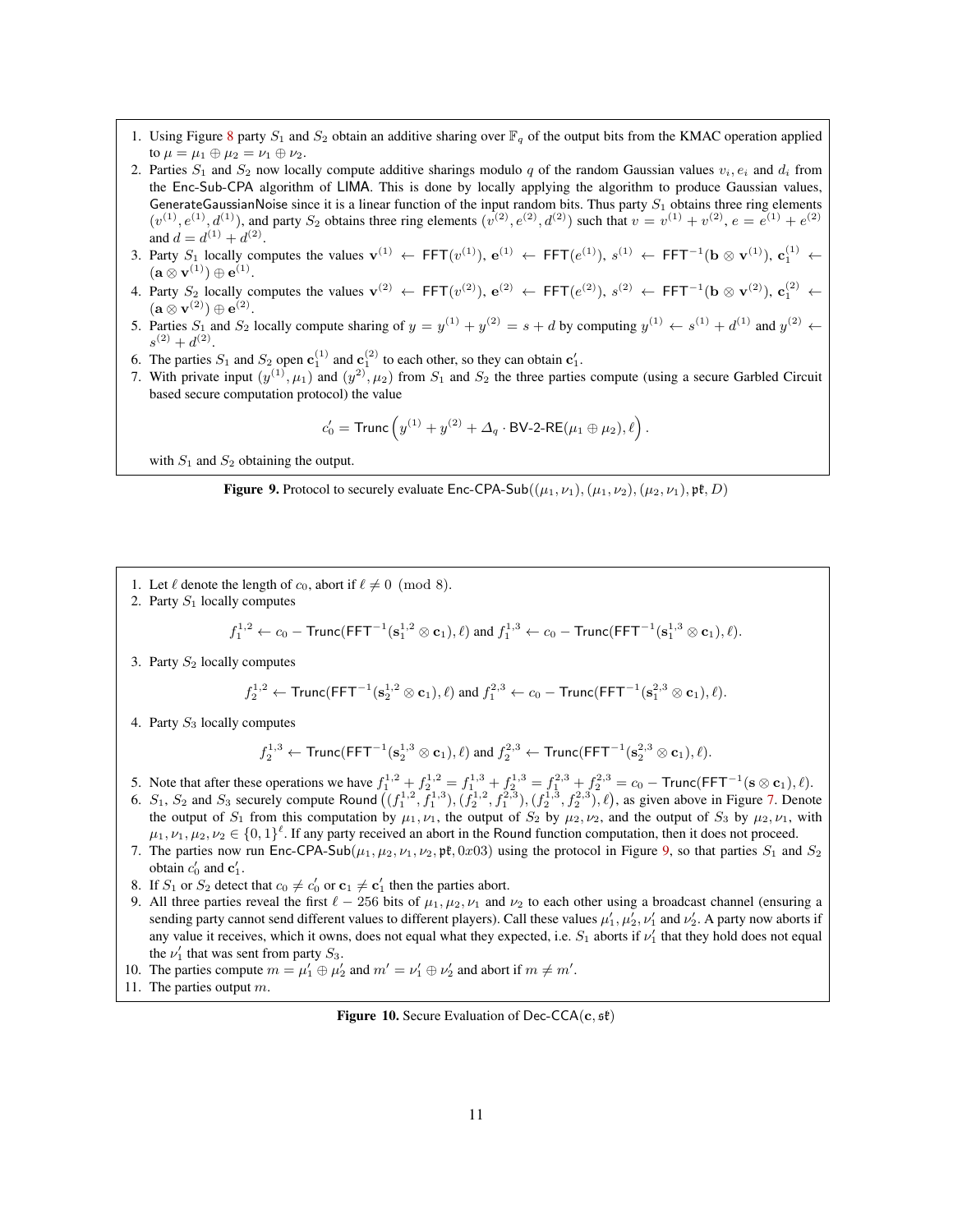1. Using Figure 8 party $S_1$ and $S_2$ obtain an additive sharing over $\mathbb{F}_q$ of the output bits from the KMAC operation applied to $\mu = \mu_1 \oplus \mu_2 = \nu_1 \oplus \nu_2$.
2. Parties $S_1$ and $S_2$ now locally compute additive sharings modulo $q$ of the random Gaussian values $v_i, e_i$ and $d_i$ from the Enc-Sub-CPA algorithm of LIMA. This is done by locally applying the algorithm to produce Gaussian values, GenerateGaussianNoise since it is a linear function of the input random bits. Thus party $S_1$ obtains three ring elements $(v^{(1)}, e^{(1)}, d^{(1)})$, and party $S_2$ obtains three ring elements $(v^{(2)}, e^{(2)}, d^{(2)})$ such that $v = v^{(1)} + v^{(2)}$, $e = e^{(1)} + e^{(2)}$ and $d = d^{(1)} + d^{(2)}$.
3. Party $S_1$ locally computes the values $\mathbf{v}^{(1)} \leftarrow \mathsf{FFT}(v^{(1)})$, $\mathbf{e}^{(1)} \leftarrow \mathsf{FFT}(e^{(1)})$, $s^{(1)} \leftarrow \mathsf{FFT}^{-1}(\mathbf{b} \otimes \mathbf{v}^{(1)})$, $\mathbf{c}_1^{(1)} \leftarrow (\mathbf{a} \otimes \mathbf{v}^{(1)}) \oplus \mathbf{e}^{(1)}$.
4. Party $S_2$ locally computes the values $\mathbf{v}^{(2)} \leftarrow \mathsf{FFT}(v^{(2)})$, $\mathbf{e}^{(2)} \leftarrow \mathsf{FFT}(e^{(2)})$, $s^{(2)} \leftarrow \mathsf{FFT}^{-1}(\mathbf{b} \otimes \mathbf{v}^{(2)})$, $\mathbf{c}_1^{(2)} \leftarrow (\mathbf{a} \otimes \mathbf{v}^{(2)}) \oplus \mathbf{e}^{(2)}$.
5. Parties $S_1$ and $S_2$ locally compute sharing of $y = y^{(1)} + y^{(2)} = s + d$ by computing $y^{(1)} \leftarrow s^{(1)} + d^{(1)}$ and $y^{(2)} \leftarrow s^{(2)} + d^{(2)}$.
6. The parties $S_1$ and $S_2$ open $\mathbf{c}_1^{(1)}$ and $\mathbf{c}_1^{(2)}$ to each other, so they can obtain $\mathbf{c}_1'$.
7. With private input $(y^{(1)}, \mu_1)$ and $(y^{2)}, \mu_2)$ from $S_1$ and $S_2$ the three parties compute (using a secure Garbled Circuit based secure computation protocol) the value

$$c_0' = \mathsf{Trunc}\left(y^{(1)} + y^{(2)} + \Delta_q \cdot \mathsf{BV\text{-}2\text{-}RE}(\mu_1 \oplus \mu_2), \ell\right).$$

with $S_1$ and $S_2$ obtaining the output.

**Figure 9.** Protocol to securely evaluate $\mathsf{Enc\text{-}CPA\text{-}Sub}((\mu_1, \nu_1), (\mu_1, \nu_2), (\mu_2, \nu_1), \mathfrak{pk}, D)$

1. Let $\ell$ denote the length of $c_0$, abort if $\ell \neq 0 \pmod 8$.
2. Party $S_1$ locally computes

$$f_1^{1,2} \leftarrow c_0 - \mathsf{Trunc}(\mathsf{FFT}^{-1}(\mathbf{s}_1^{1,2} \otimes \mathbf{c}_1), \ell) \text{ and } f_1^{1,3} \leftarrow c_0 - \mathsf{Trunc}(\mathsf{FFT}^{-1}(\mathbf{s}_1^{1,3} \otimes \mathbf{c}_1), \ell).$$

3. Party $S_2$ locally computes

$$f_2^{1,2} \leftarrow \mathsf{Trunc}(\mathsf{FFT}^{-1}(\mathbf{s}_2^{1,2} \otimes \mathbf{c}_1), \ell) \text{ and } f_1^{2,3} \leftarrow c_0 - \mathsf{Trunc}(\mathsf{FFT}^{-1}(\mathbf{s}_1^{2,3} \otimes \mathbf{c}_1), \ell).$$

4. Party $S_3$ locally computes

$$f_2^{1,3} \leftarrow \mathsf{Trunc}(\mathsf{FFT}^{-1}(\mathbf{s}_2^{1,3} \otimes \mathbf{c}_1), \ell) \text{ and } f_2^{2,3} \leftarrow \mathsf{Trunc}(\mathsf{FFT}^{-1}(\mathbf{s}_2^{2,3} \otimes \mathbf{c}_1), \ell).$$

5. Note that after these operations we have $f_1^{1,2} + f_2^{1,2} = f_1^{1,3} + f_2^{1,3} = f_1^{2,3} + f_2^{2,3} = c_0 - \mathsf{Trunc}(\mathsf{FFT}^{-1}(\mathbf{s} \otimes \mathbf{c}_1), \ell)$.
6. $S_1$, $S_2$ and $S_3$ securely compute $\mathsf{Round}\left((f_1^{1,2}, f_1^{1,3}), (f_2^{1,2}, f_1^{2,3}), (f_2^{1,3}, f_2^{2,3}), \ell\right)$, as given above in Figure 7. Denote the output of $S_1$ from this computation by $\mu_1, \nu_1$, the output of $S_2$ by $\mu_2, \nu_2$, and the output of $S_3$ by $\mu_2, \nu_1$, with $\mu_1, \nu_1, \mu_2, \nu_2 \in \{0, 1\}^\ell$. If any party received an abort in the Round function computation, then it does not proceed.
7. The parties now run $\mathsf{Enc\text{-}CPA\text{-}Sub}(\mu_1, \mu_2, \nu_1, \nu_2, \mathfrak{pk}, 0x03)$ using the protocol in Figure 9, so that parties $S_1$ and $S_2$ obtain $c_0'$ and $\mathbf{c}_1'$.
8. If $S_1$ or $S_2$ detect that $c_0 \neq c_0'$ or $\mathbf{c}_1 \neq \mathbf{c}_1'$ then the parties abort.
9. All three parties reveal the first $\ell - 256$ bits of $\mu_1, \mu_2, \nu_1$ and $\nu_2$ to each other using a broadcast channel (ensuring a sending party cannot send different values to different players). Call values $\mu_1', \mu_2', \nu_1'$ and $\nu_2'$. A party now aborts if any value it receives, which it owns, does not equal what they expected, i.e. $S_1$ aborts if $\nu_1'$ that they hold does not equal the $\nu_1'$ that was sent from party $S_3$.
10. The parties compute $m = \mu_1' \oplus \mu_2'$ and $m' = \nu_1' \oplus \nu_2'$ and abort if $m \neq m'$.
11. The parties output $m$.

**Figure 10.** Secure Evaluation of $\mathsf{Dec\text{-}CCA}(\mathbf{c}, \mathfrak{sk})$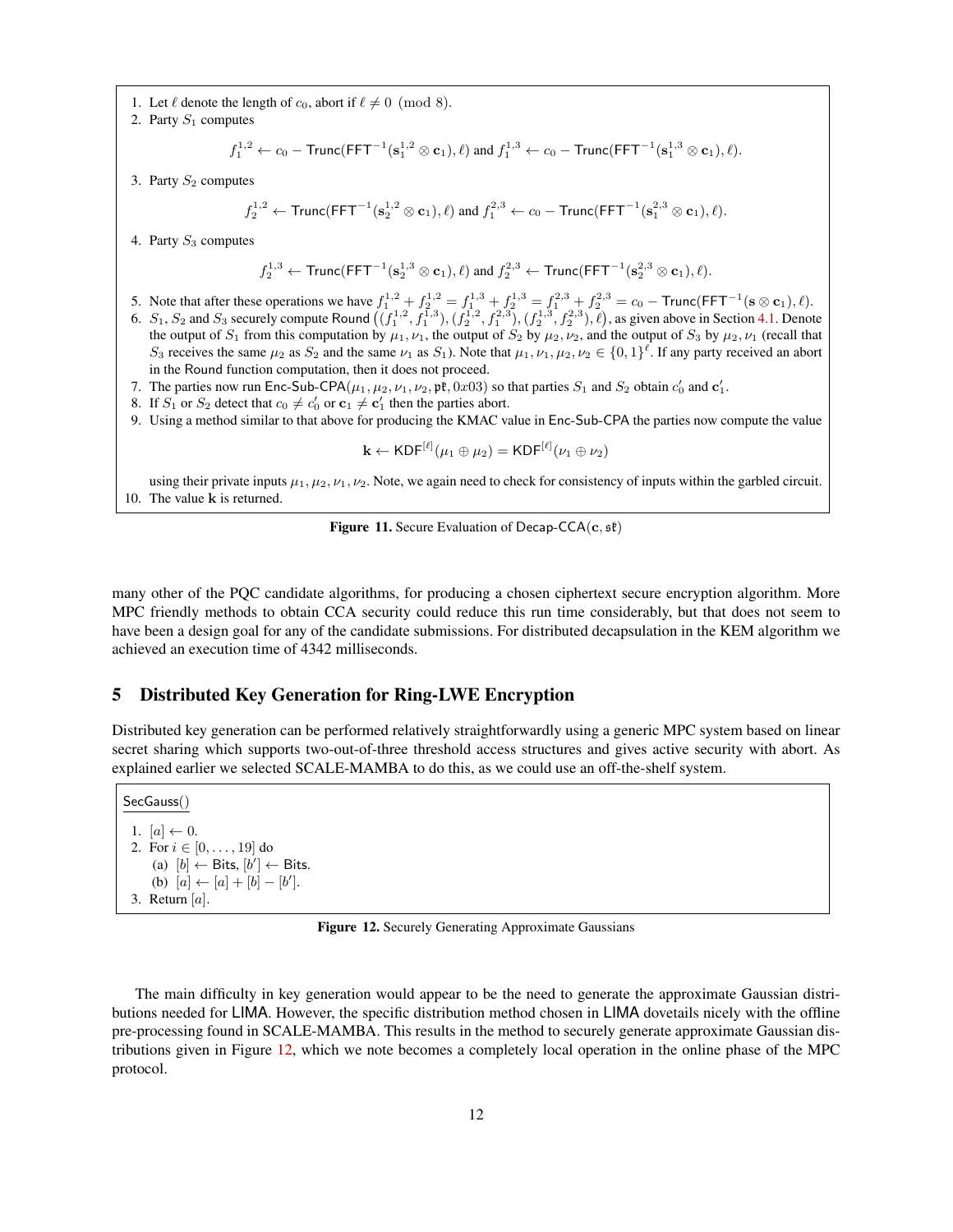1. Let $\ell$ denote the length of $c_0$, abort if $\ell \neq 0 \pmod 8$.
2. Party $S_1$ computes

$$f_1^{1,2} \leftarrow c_0 - \mathsf{Trunc}(\mathsf{FFT}^{-1}(\mathbf{s}_1^{1,2} \otimes \mathbf{c}_1), \ell) \text{ and } f_1^{1,3} \leftarrow c_0 - \mathsf{Trunc}(\mathsf{FFT}^{-1}(\mathbf{s}_1^{1,3} \otimes \mathbf{c}_1), \ell).$$

3. Party $S_2$ computes

$$f_2^{1,2} \leftarrow \mathsf{Trunc}(\mathsf{FFT}^{-1}(\mathbf{s}_2^{1,2} \otimes \mathbf{c}_1), \ell) \text{ and } f_1^{2,3} \leftarrow c_0 - \mathsf{Trunc}(\mathsf{FFT}^{-1}(\mathbf{s}_1^{2,3} \otimes \mathbf{c}_1), \ell).$$

4. Party $S_3$ computes

$$f_2^{1,3} \leftarrow \mathsf{Trunc}(\mathsf{FFT}^{-1}(\mathbf{s}_2^{1,3} \otimes \mathbf{c}_1), \ell) \text{ and } f_2^{2,3} \leftarrow \mathsf{Trunc}(\mathsf{FFT}^{-1}(\mathbf{s}_2^{2,3} \otimes \mathbf{c}_1), \ell).$$

5. Note that after these operations we have $f_1^{1,2} + f_2^{1,2} = f_1^{1,3} + f_2^{1,3} = f_1^{2,3} + f_2^{2,3} = c_0 - \mathsf{Trunc}(\mathsf{FFT}^{-1}(\mathbf{s} \otimes \mathbf{c}_1), \ell)$.
6. $S_1$, $S_2$ and $S_3$ securely compute $\mathsf{Round}\left((f_1^{1,2}, f_1^{1,3}), (f_2^{1,2}, f_1^{2,3}), (f_2^{1,3}, f_2^{2,3}), \ell\right)$, as given above in Section 4.1. Denote the output of $S_1$ from this computation by $\mu_1, \nu_1$, the output of $S_2$ by $\mu_2, \nu_2$, and the output of $S_3$ by $\mu_2, \nu_1$ (recall that $S_3$ receives the same $\mu_2$ as $S_2$ and the same $\nu_1$ as $S_1$). Note that $\mu_1, \nu_1, \mu_2, \nu_2 \in \{0, 1\}^\ell$. If any party received an abort in the Round function computation, then it does not proceed.
7. The parties now run $\mathsf{Enc\text{-}Sub\text{-}CPA}(\mu_1, \mu_2, \nu_1, \nu_2, \mathfrak{pk}, 0x03)$ so that parties $S_1$ and $S_2$ obtain $c_0'$ and $\mathbf{c}_1'$.
8. If $S_1$ or $S_2$ detect that $c_0 \neq c_0'$ or $\mathbf{c}_1 \neq \mathbf{c}_1'$ then the parties abort.
9. Using a method similar to that above for producing the KMAC value in Enc-Sub-CPA the parties now compute the value

$$\mathbf{k} \leftarrow \mathsf{KDF}^{[\ell]}(\mu_1 \oplus \mu_2) = \mathsf{KDF}^{[\ell]}(\nu_1 \oplus \nu_2)$$

using their private inputs $\mu_1, \mu_2, \nu_1, \nu_2$. Note, we again need to check for consistency of inputs within the garbled circuit.
10. The value $\mathbf{k}$ is returned.

**Figure 11.** Secure Evaluation of $\mathsf{Decap\text{-}CCA}(\mathbf{c}, \mathfrak{sk})$

many other of the PQC candidate algorithms, for producing a chosen ciphertext secure encryption algorithm. More MPC friendly methods to obtain CCA security could reduce this run time considerably, but that does not seem to have been a design goal for any of the candidate submissions. For distributed decapsulation in the KEM algorithm we achieved an execution time of 4342 milliseconds.

## 5 Distributed Key Generation for Ring-LWE Encryption

Distributed key generation can be performed relatively straightforwardly using a generic MPC system based on linear secret sharing which supports two-out-of-three threshold access structures and gives active security with abort. As explained earlier we selected SCALE-MAMBA to do this, as we could use an off-the-shelf system.

SecGauss()

1. $[a] \leftarrow 0$.
2. For $i \in [0, \ldots, 19]$ do
   (a) $[b] \leftarrow \mathsf{Bits}$, $[b'] \leftarrow \mathsf{Bits}$.
   (b) $[a] \leftarrow [a] + [b] - [b']$.
3. Return $[a]$.

**Figure 12.** Securely Generating Approximate Gaussians

The main difficulty in key generation would appear to be the need to generate the approximate Gaussian distributions needed for LIMA. However, the specific distribution method chosen in LIMA dovetails nicely with the offline pre-processing found in SCALE-MAMBA. This results in the method to securely generate approximate Gaussian distributions given in Figure 12, which we note becomes a completely local operation in the online phase of the MPC protocol.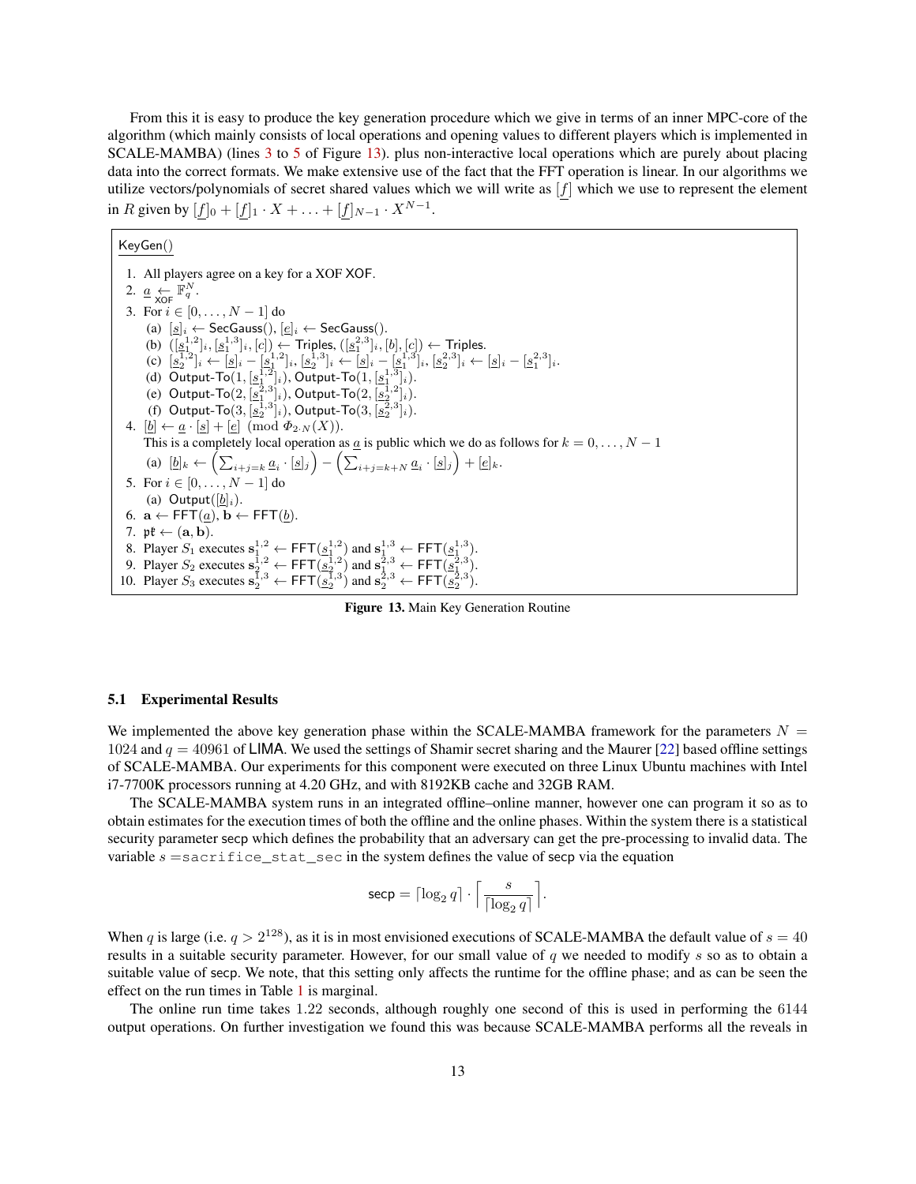From this it is easy to produce the key generation procedure which we give in terms of an inner MPC-core of the algorithm (which mainly consists of local operations and opening values to different players which is implemented in SCALE-MAMBA) (lines 3 to 5 of Figure 13). plus non-interactive local operations which are purely about placing data into the correct formats. We make extensive use of the fact that the FFT operation is linear. In our algorithms we utilize vectors/polynomials of secret shared values which we will write as $[\underline{f}]$ which we use to represent the element in $R$ given by $[\underline{f}]_0 + [\underline{f}]_1 \cdot X + \ldots + [\underline{f}]_{N-1} \cdot X^{N-1}$.

---

KeyGen()

1. All players agree on a key for a XOF $\mathsf{XOF}$.
2. $\underline{a} \underset{\mathsf{XOF}}{\leftarrow} \mathbb{F}_q^N$.
3. For $i \in [0, \ldots, N-1]$ do
   (a) $[\underline{s}]_i \leftarrow \mathsf{SecGauss}()$, $[\underline{e}]_i \leftarrow \mathsf{SecGauss}()$.
   (b) $([\underline{s}_1^{1,2}]_i, [\underline{s}_1^{1,3}]_i, [c]) \leftarrow \mathsf{Triples}$, $([\underline{s}_1^{2,3}]_i, [b], [c]) \leftarrow \mathsf{Triples}$.
   (c) $[\underline{s}_2^{1,2}]_i \leftarrow [\underline{s}]_i - [\underline{s}_1^{1,2}]_i$, $[\underline{s}_2^{1,3}]_i \leftarrow [\underline{s}]_i - [\underline{s}_1^{1,3}]_i$, $[\underline{s}_2^{2,3}]_i \leftarrow [\underline{s}]_i - [\underline{s}_1^{2,3}]_i$.
   (d) $\mathsf{Output\text{-}To}(1, [\underline{s}_1^{1,2}]_i)$, $\mathsf{Output\text{-}To}(1, [\underline{s}_1^{1,3}]_i)$.
   (e) $\mathsf{Output\text{-}To}(2, [\underline{s}_1^{2,3}]_i)$, $\mathsf{Output\text{-}To}(2, [\underline{s}_2^{1,2}]_i)$.
   (f) $\mathsf{Output\text{-}To}(3, [\underline{s}_2^{1,3}]_i)$, $\mathsf{Output\text{-}To}(3, [\underline{s}_2^{2,3}]_i)$.
4. $[\underline{b}] \leftarrow \underline{a} \cdot [\underline{s}] + [\underline{e}] \pmod{\Phi_{2 \cdot N}(X))}$.
   This is a completely local operation as $\underline{a}$ is public which we do as follows for $k = 0, \ldots, N-1$
   (a) $[\underline{b}]_k \leftarrow \left(\sum_{i+j=k} \underline{a}_i \cdot [\underline{s}]_j\right) - \left(\sum_{i+j=k+N} \underline{a}_i \cdot [\underline{s}]_j\right) + [\underline{e}]_k$.
5. For $i \in [0, \ldots, N-1]$ do
   (a) $\mathsf{Output}([\underline{b}]_i)$.
6. $\mathbf{a} \leftarrow \mathsf{FFT}(\underline{a})$, $\mathbf{b} \leftarrow \mathsf{FFT}(\underline{b})$.
7. $\mathfrak{pk} \leftarrow (\mathbf{a}, \mathbf{b})$.
8. Player $S_1$ executes $\mathbf{s}_1^{1,2} \leftarrow \mathsf{FFT}(\underline{s}_1^{1,2})$ and $\mathbf{s}_1^{1,3} \leftarrow \mathsf{FFT}(\underline{s}_1^{1,3})$.
9. Player $S_2$ executes $\mathbf{s}_2^{1,2} \leftarrow \mathsf{FFT}(\underline{s}_2^{1,2})$ and $\mathbf{s}_1^{2,3} \leftarrow \mathsf{FFT}(\underline{s}_1^{2,3})$.
10. Player $S_3$ executes $\mathbf{s}_2^{1,3} \leftarrow \mathsf{FFT}(\underline{s}_2^{1,3})$ and $\mathbf{s}_2^{2,3} \leftarrow \mathsf{FFT}(\underline{s}_2^{2,3})$.

---

**Figure 13.** Main Key Generation Routine

### 5.1 Experimental Results

We implemented the above key generation phase within the SCALE-MAMBA framework for the parameters $N = 1024$ and $q = 40961$ of LIMA. We used the settings of Shamir secret sharing and the Maurer [22] based offline settings of SCALE-MAMBA. Our experiments for this component were executed on three Linux Ubuntu machines with Intel i7-7700K processors running at 4.20 GHz, and with 8192KB cache and 32GB RAM.

The SCALE-MAMBA system runs in an integrated offline–online manner, however one can program it so as to obtain estimates for the execution times of both the offline and the online phases. Within the system there is a statistical security parameter secp which defines the probability that an adversary can get the pre-processing to invalid data. The variable $s =$`sacrifice_stat_sec` in the system defines the value of secp via the equation

$$\mathsf{secp} = \lceil \log_2 q \rceil \cdot \left\lceil \frac{s}{\lceil \log_2 q \rceil} \right\rceil.$$

When $q$ is large (i.e. $q > 2^{128}$), as it is in most envisioned executions of SCALE-MAMBA the default value of $s = 40$ results in a suitable security parameter. However, for our small value of $q$ we needed to modify $s$ so as to obtain a suitable value of secp. We note, that this setting only affects the runtime for the offline phase; and as can be seen the effect on the run times in Table 1 is marginal.

The online run time takes 1.22 seconds, although roughly one second of this is used in performing the 6144 output operations. On further investigation we found this was because SCALE-MAMBA performs all the reveals in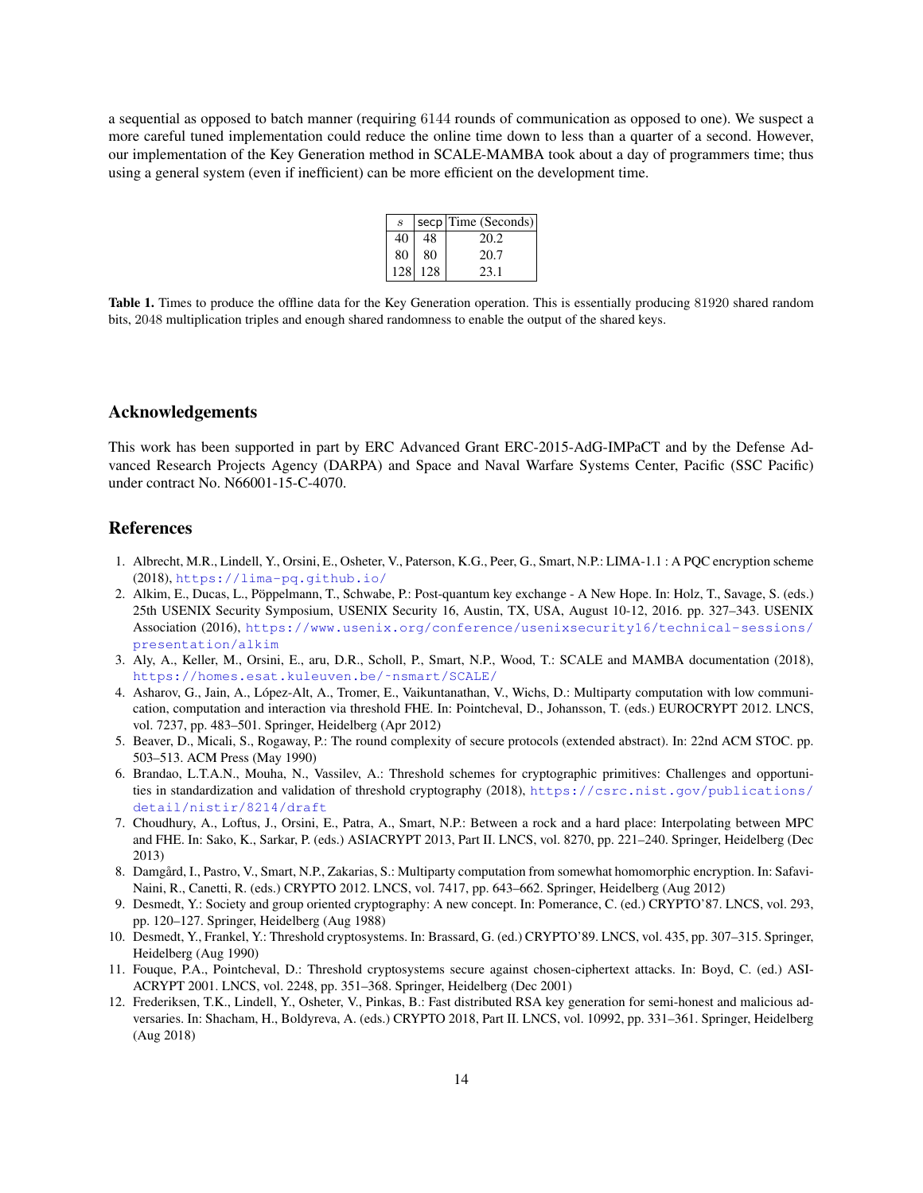a sequential as opposed to batch manner (requiring 6144 rounds of communication as opposed to one). We suspect a more careful tuned implementation could reduce the online time down to less than a quarter of a second. However, our implementation of the Key Generation method in SCALE-MAMBA took about a day of programmers time; thus using a general system (even if inefficient) can be more efficient on the development time.

| $s$ | secp | Time (Seconds) |
|---|---|---|
| 40 | 48 | 20.2 |
| 80 | 80 | 20.7 |
| 128 | 128 | 23.1 |

**Table 1.** Times to produce the offline data for the Key Generation operation. This is essentially producing 81920 shared random bits, 2048 multiplication triples and enough shared randomness to enable the output of the shared keys.

## Acknowledgements

This work has been supported in part by ERC Advanced Grant ERC-2015-AdG-IMPaCT and by the Defense Advanced Research Projects Agency (DARPA) and Space and Naval Warfare Systems Center, Pacific (SSC Pacific) under contract No. N66001-15-C-4070.

## References

1. Albrecht, M.R., Lindell, Y., Orsini, E., Osheter, V., Paterson, K.G., Peer, G., Smart, N.P.: LIMA-1.1 : A PQC encryption scheme (2018), https://lima-pq.github.io/
2. Alkim, E., Ducas, L., Pöppelmann, T., Schwabe, P.: Post-quantum key exchange - A New Hope. In: Holz, T., Savage, S. (eds.) 25th USENIX Security Symposium, USENIX Security 16, Austin, TX, USA, August 10-12, 2016. pp. 327–343. USENIX Association (2016), https://www.usenix.org/conference/usenixsecurity16/technical-sessions/presentation/alkim
3. Aly, A., Keller, M., Orsini, E., aru, D.R., Scholl, P., Smart, N.P., Wood, T.: SCALE and MAMBA documentation (2018), https://homes.esat.kuleuven.be/~nsmart/SCALE/
4. Asharov, G., Jain, A., López-Alt, A., Tromer, E., Vaikuntanathan, V., Wichs, D.: Multiparty computation with low communication, computation and interaction via threshold FHE. In: Pointcheval, D., Johansson, T. (eds.) EUROCRYPT 2012. LNCS, vol. 7237, pp. 483–501. Springer, Heidelberg (Apr 2012)
5. Beaver, D., Micali, S., Rogaway, P.: The round complexity of secure protocols (extended abstract). In: 22nd ACM STOC. pp. 503–513. ACM Press (May 1990)
6. Brandao, L.T.A.N., Mouha, N., Vassilev, A.: Threshold schemes for cryptographic primitives: Challenges and opportunities in standardization and validation of threshold cryptography (2018), https://csrc.nist.gov/publications/detail/nistir/8214/draft
7. Choudhury, A., Loftus, J., Orsini, E., Patra, A., Smart, N.P.: Between a rock and a hard place: Interpolating between MPC and FHE. In: Sako, K., Sarkar, P. (eds.) ASIACRYPT 2013, Part II. LNCS, vol. 8270, pp. 221–240. Springer, Heidelberg (Dec 2013)
8. Damgård, I., Pastro, V., Smart, N.P., Zakarias, S.: Multiparty computation from somewhat homomorphic encryption. In: Safavi-Naini, R., Canetti, R. (eds.) CRYPTO 2012. LNCS, vol. 7417, pp. 643–662. Springer, Heidelberg (Aug 2012)
9. Desmedt, Y.: Society and group oriented cryptography: A new concept. In: Pomerance, C. (ed.) CRYPTO'87. LNCS, vol. 293, pp. 120–127. Springer, Heidelberg (Aug 1988)
10. Desmedt, Y., Frankel, Y.: Threshold cryptosystems. In: Brassard, G. (ed.) CRYPTO'89. LNCS, vol. 435, pp. 307–315. Springer, Heidelberg (Aug 1990)
11. Fouque, P.A., Pointcheval, D.: Threshold cryptosystems secure against chosen-ciphertext attacks. In: Boyd, C. (ed.) ASIACRYPT 2001. LNCS, vol. 2248, pp. 351–368. Springer, Heidelberg (Dec 2001)
12. Frederiksen, T.K., Lindell, Y., Osheter, V., Pinkas, B.: Fast distributed RSA key generation for semi-honest and malicious adversaries. In: Shacham, H., Boldyreva, A. (eds.) CRYPTO 2018, Part II. LNCS, vol. 10992, pp. 331–361. Springer, Heidelberg (Aug 2018)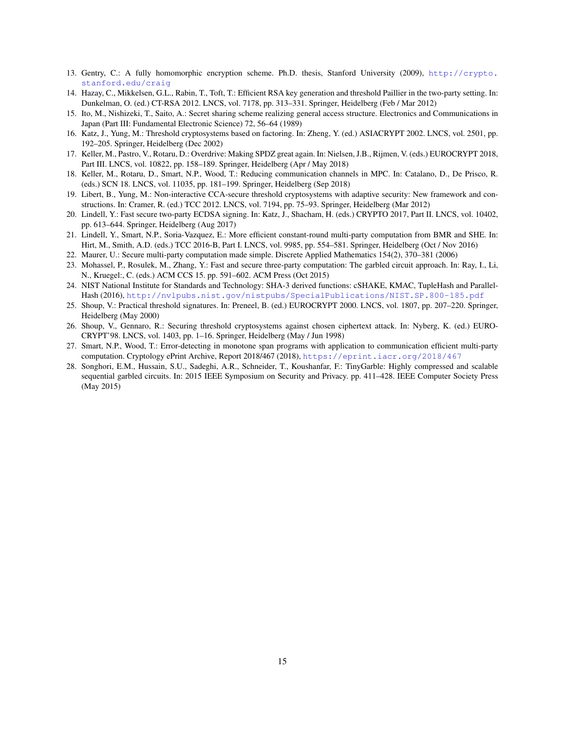13. Gentry, C.: A fully homomorphic encryption scheme. Ph.D. thesis, Stanford University (2009), http://crypto.stanford.edu/craig
14. Hazay, C., Mikkelsen, G.L., Rabin, T., Toft, T.: Efficient RSA key generation and threshold Paillier in the two-party setting. In: Dunkelman, O. (ed.) CT-RSA 2012. LNCS, vol. 7178, pp. 313–331. Springer, Heidelberg (Feb / Mar 2012)
15. Ito, M., Nishizeki, T., Saito, A.: Secret sharing scheme realizing general access structure. Electronics and Communications in Japan (Part III: Fundamental Electronic Science) 72, 56–64 (1989)
16. Katz, J., Yung, M.: Threshold cryptosystems based on factoring. In: Zheng, Y. (ed.) ASIACRYPT 2002. LNCS, vol. 2501, pp. 192–205. Springer, Heidelberg (Dec 2002)
17. Keller, M., Pastro, V., Rotaru, D.: Overdrive: Making SPDZ great again. In: Nielsen, J.B., Rijmen, V. (eds.) EUROCRYPT 2018, Part III. LNCS, vol. 10822, pp. 158–189. Springer, Heidelberg (Apr / May 2018)
18. Keller, M., Rotaru, D., Smart, N.P., Wood, T.: Reducing communication channels in MPC. In: Catalano, D., De Prisco, R. (eds.) SCN 18. LNCS, vol. 11035, pp. 181–199. Springer, Heidelberg (Sep 2018)
19. Libert, B., Yung, M.: Non-interactive CCA-secure threshold cryptosystems with adaptive security: New framework and constructions. In: Cramer, R. (ed.) TCC 2012. LNCS, vol. 7194, pp. 75–93. Springer, Heidelberg (Mar 2012)
20. Lindell, Y.: Fast secure two-party ECDSA signing. In: Katz, J., Shacham, H. (eds.) CRYPTO 2017, Part II. LNCS, vol. 10402, pp. 613–644. Springer, Heidelberg (Aug 2017)
21. Lindell, Y., Smart, N.P., Soria-Vazquez, E.: More efficient constant-round multi-party computation from BMR and SHE. In: Hirt, M., Smith, A.D. (eds.) TCC 2016-B, Part I. LNCS, vol. 9985, pp. 554–581. Springer, Heidelberg (Oct / Nov 2016)
22. Maurer, U.: Secure multi-party computation made simple. Discrete Applied Mathematics 154(2), 370–381 (2006)
23. Mohassel, P., Rosulek, M., Zhang, Y.: Fast and secure three-party computation: The garbled circuit approach. In: Ray, I., Li, N., Kruegel:, C. (eds.) ACM CCS 15. pp. 591–602. ACM Press (Oct 2015)
24. NIST National Institute for Standards and Technology: SHA-3 derived functions: cSHAKE, KMAC, TupleHash and ParallelHash (2016), http://nvlpubs.nist.gov/nistpubs/SpecialPublications/NIST.SP.800-185.pdf
25. Shoup, V.: Practical threshold signatures. In: Preneel, B. (ed.) EUROCRYPT 2000. LNCS, vol. 1807, pp. 207–220. Springer, Heidelberg (May 2000)
26. Shoup, V., Gennaro, R.: Securing threshold cryptosystems against chosen ciphertext attack. In: Nyberg, K. (ed.) EUROCRYPT'98. LNCS, vol. 1403, pp. 1–16. Springer, Heidelberg (May / Jun 1998)
27. Smart, N.P., Wood, T.: Error-detecting in monotone span programs with application to communication efficient multi-party computation. Cryptology ePrint Archive, Report 2018/467 (2018), https://eprint.iacr.org/2018/467
28. Songhori, E.M., Hussain, S.U., Sadeghi, A.R., Schneider, T., Koushanfar, F.: TinyGarble: Highly compressed and scalable sequential garbled circuits. In: 2015 IEEE Symposium on Security and Privacy. pp. 411–428. IEEE Computer Society Press (May 2015)